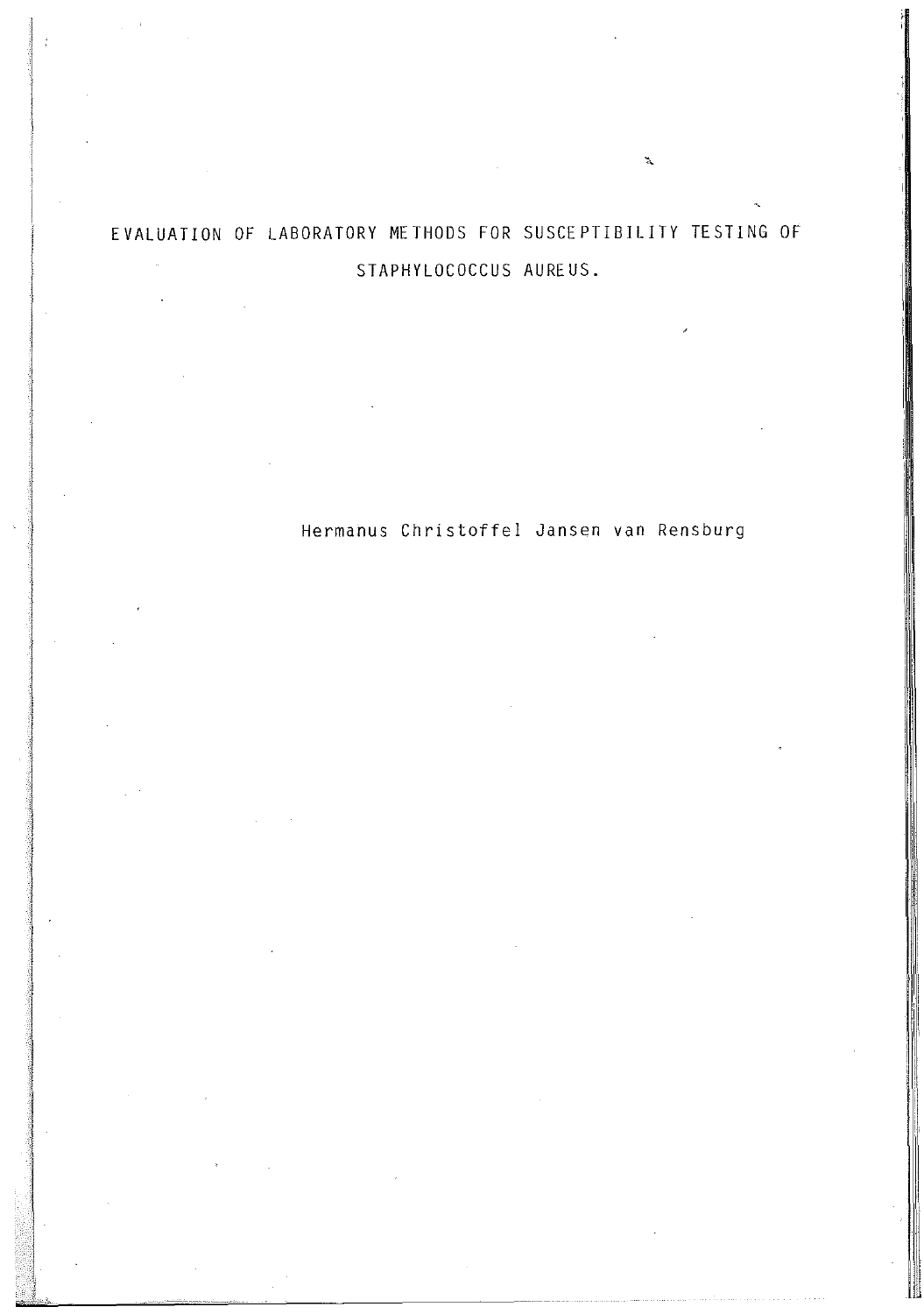# EVALUATION OF LABORATORY METHODS FOR SUSCEPTIBILITY TESTING OF STAPHYLOCOCCUS AUREUS.

Hermanus Christoffel Jansen van Rensburg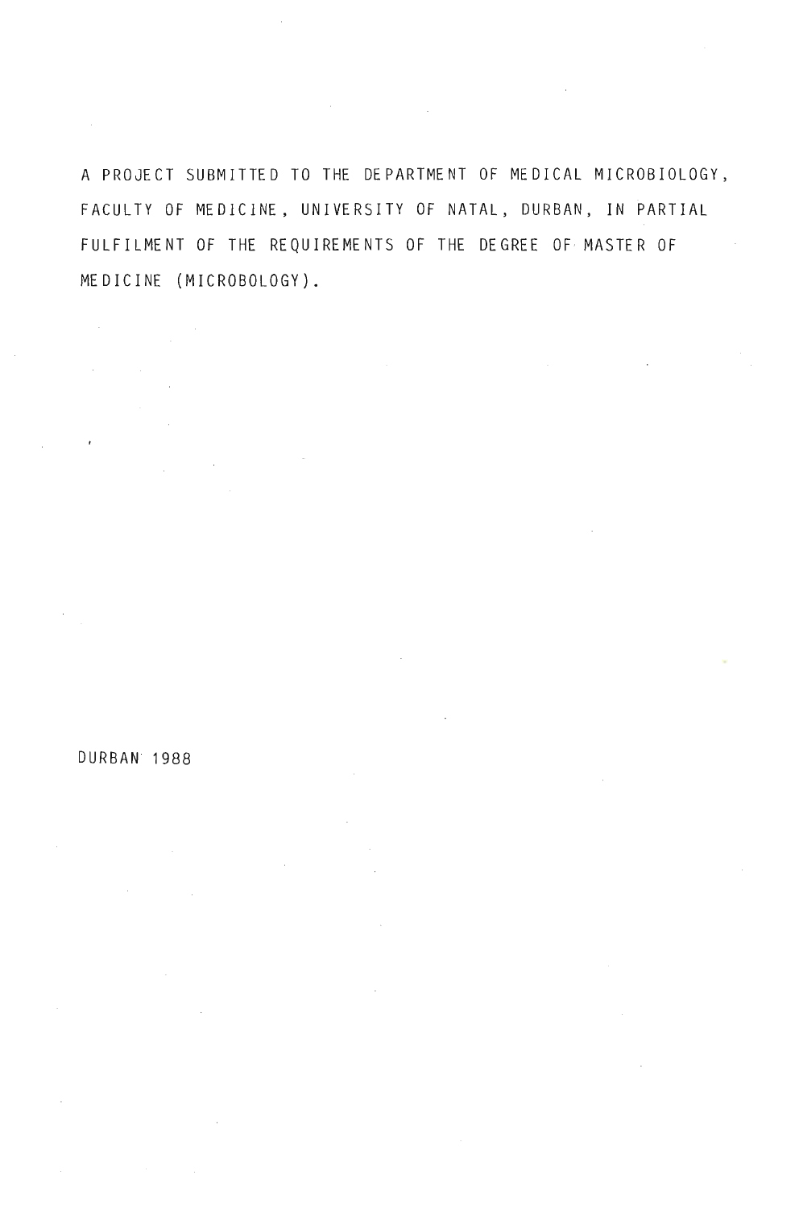A PROJECT SUBMITTED TO THE DEPARTMENT OF MEDICAL MICROBIOLOGY, FACULTY OF MEDICINE, UNIVERSITY OF NATAL, DURBAN, IN PARTIAL FULFILMENT OF THE REQUIREMENTS OF THE DEGREE OF MASTER OF MEDICINE (MICROBOLOGY).

DURBAN 1988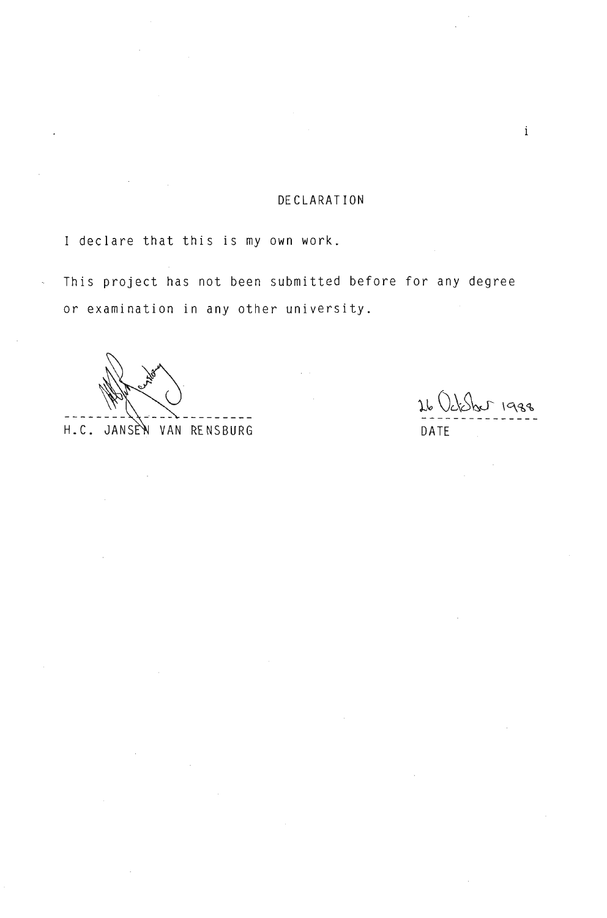## DECLARATION

I declare that this is my own work.

This project has not been submitted before for any degree or examination in any other university.

H.C. JANSEN VAN RENSBURG

26 October 1988

DATE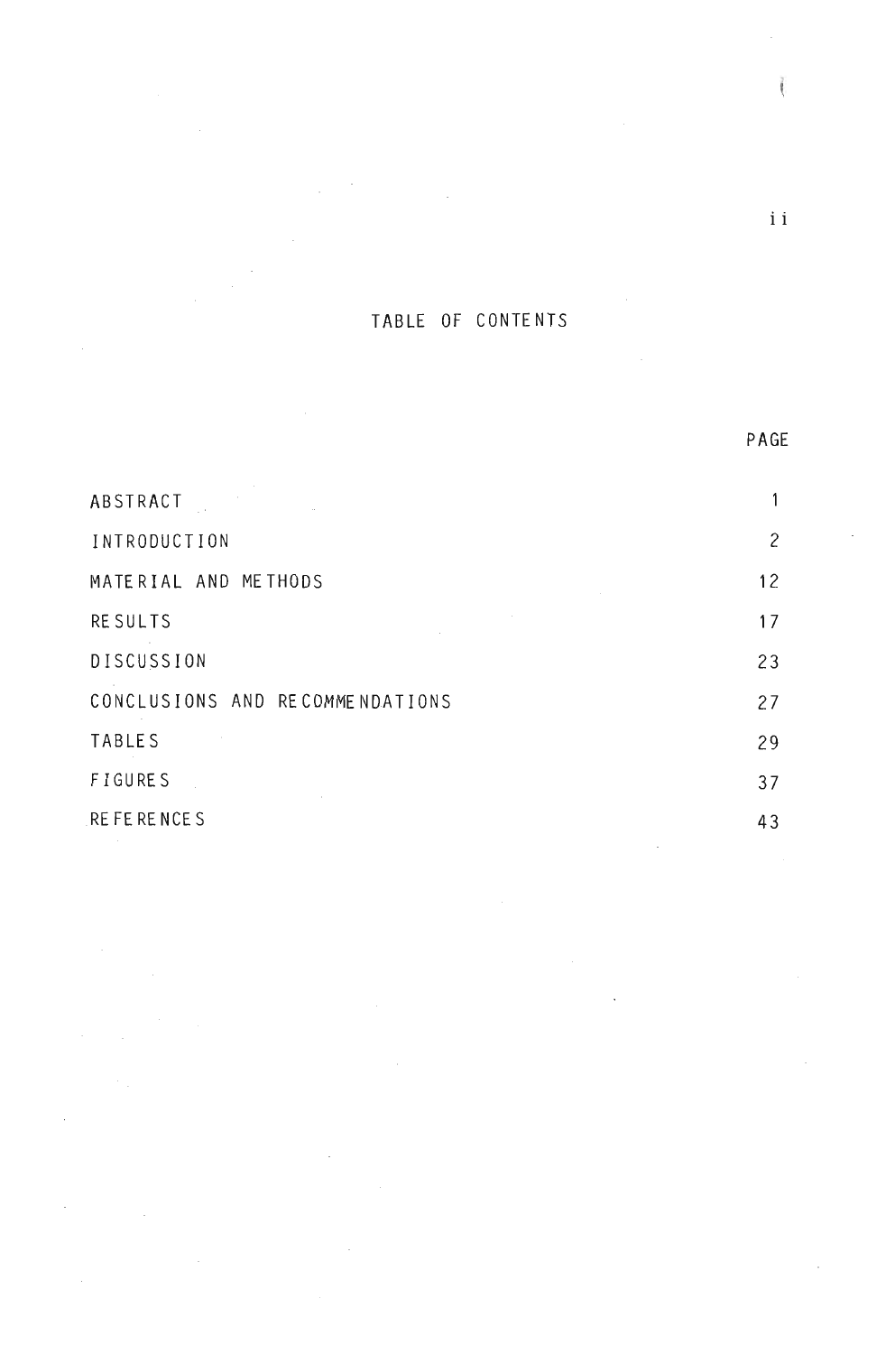# TABLE OF CONTENTS

| | PAGE |
|---|---|
| ABSTRACT | 1 |
| INTRODUCTION | 2 |
| MATERIAL AND METHODS | 12 |
| RESULTS | 17 |
| DISCUSSION | 23 |
| CONCLUSIONS AND RECOMMENDATIONS | 27 |
| TABLES | 29 |
| FIGURES | 37 |
| REFERENCES | 43 |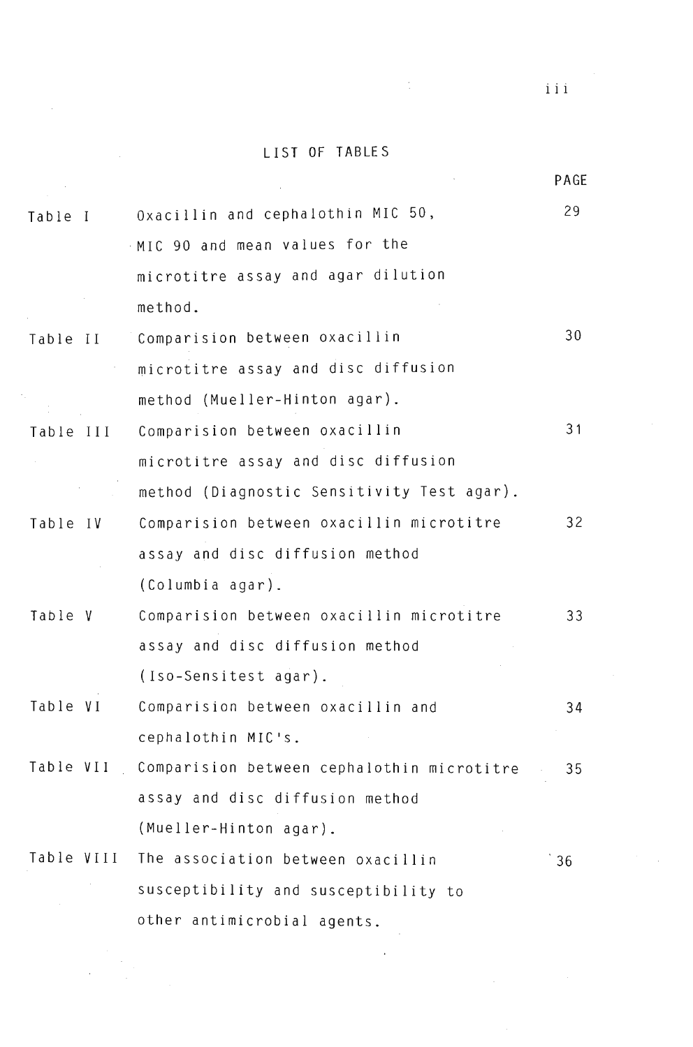# LIST OF TABLES

| | | PAGE |
|---|---|---|
| Table I | Oxacillin and cephalothin MIC 50, MIC 90 and mean values for the microtitre assay and agar dilution method. | 29 |
| Table II | Comparision between oxacillin microtitre assay and disc diffusion method (Mueller-Hinton agar). | 30 |
| Table III | Comparision between oxacillin microtitre assay and disc diffusion method (Diagnostic Sensitivity Test agar). | 31 |
| Table IV | Comparision between oxacillin microtitre assay and disc diffusion method (Columbia agar). | 32 |
| Table V | Comparision between oxacillin microtitre assay and disc diffusion method (Iso-Sensitest agar). | 33 |
| Table VI | Comparision between oxacillin and cephalothin MIC's. | 34 |
| Table VII | Comparision between cephalothin microtitre assay and disc diffusion method (Mueller-Hinton agar). | 35 |
| Table VIII | The association between oxacillin susceptibility and susceptibility to other antimicrobial agents. | 36 |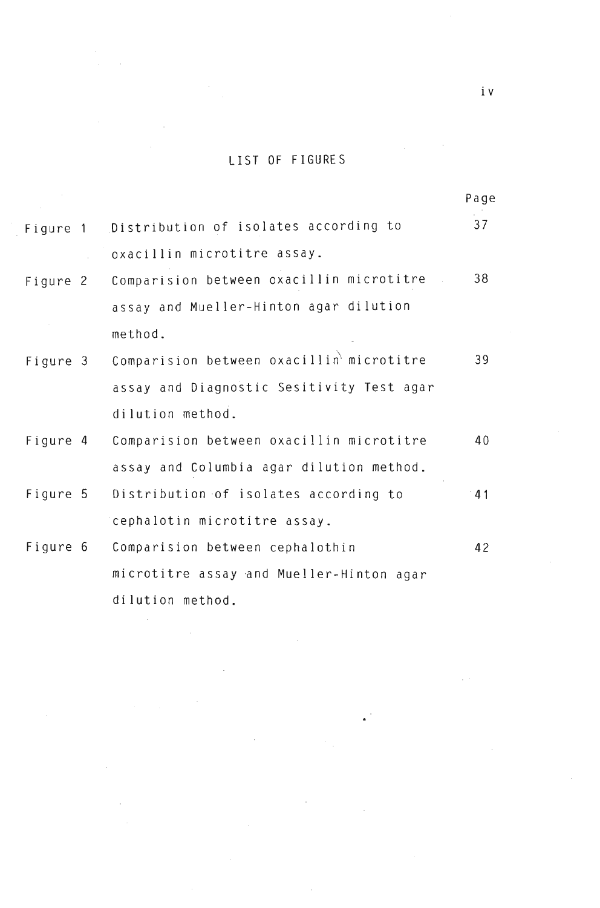# LIST OF FIGURES

| | | Page |
|---|---|---|
| Figure 1 | Distribution of isolates according to oxacillin microtitre assay. | 37 |
| Figure 2 | Comparision between oxacillin microtitre assay and Mueller-Hinton agar dilution method. | 38 |
| Figure 3 | Comparision between oxacillin microtitre assay and Diagnostic Sesitivity Test agar dilution method. | 39 |
| Figure 4 | Comparision between oxacillin microtitre assay and Columbia agar dilution method. | 40 |
| Figure 5 | Distribution of isolates according to cephalotin microtitre assay. | 41 |
| Figure 6 | Comparision between cephalothin microtitre assay and Mueller-Hinton agar dilution method. | 42 |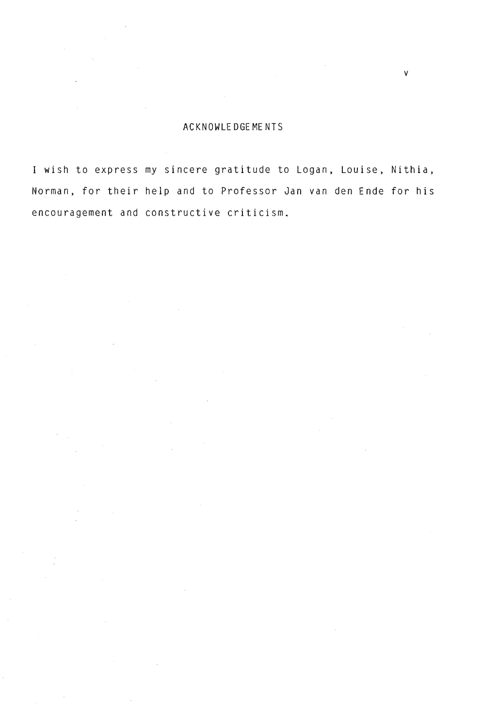## ACKNOWLEDGEMENTS

I wish to express my sincere gratitude to Logan, Louise, Nithia, Norman, for their help and to Professor Jan van den Ende for his encouragement and constructive criticism.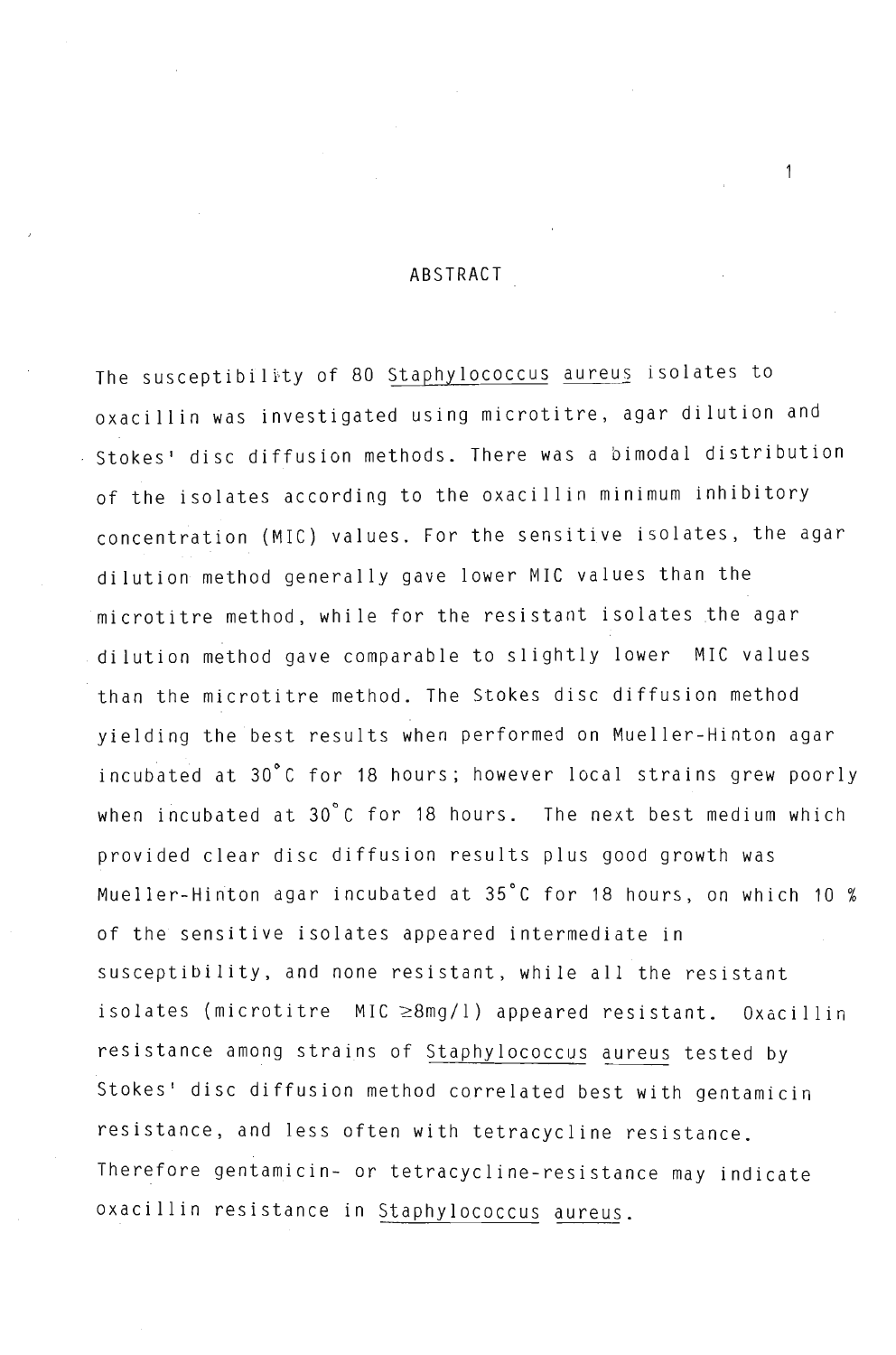# ABSTRACT

The susceptibility of 80 *Staphylococcus aureus* isolates to oxacillin was investigated using microtitre, agar dilution and Stokes' disc diffusion methods. There was a bimodal distribution of the isolates according to the oxacillin minimum inhibitory concentration (MIC) values. For the sensitive isolates, the agar dilution method generally gave lower MIC values than the microtitre method, while for the resistant isolates the agar dilution method gave comparable to slightly lower MIC values than the microtitre method. The Stokes disc diffusion method yielding the best results when performed on Mueller-Hinton agar incubated at 30°C for 18 hours; however local strains grew poorly when incubated at 30°C for 18 hours. The next best medium which provided clear disc diffusion results plus good growth was Mueller-Hinton agar incubated at 35°C for 18 hours, on which 10 % of the sensitive isolates appeared intermediate in susceptibility, and none resistant, while all the resistant isolates (microtitre MIC ≥8mg/l) appeared resistant. Oxacillin resistance among strains of *Staphylococcus aureus* tested by Stokes' disc diffusion method correlated best with gentamicin resistance, and less often with tetracycline resistance. Therefore gentamicin- or tetracycline-resistance may indicate oxacillin resistance in *Staphylococcus aureus*.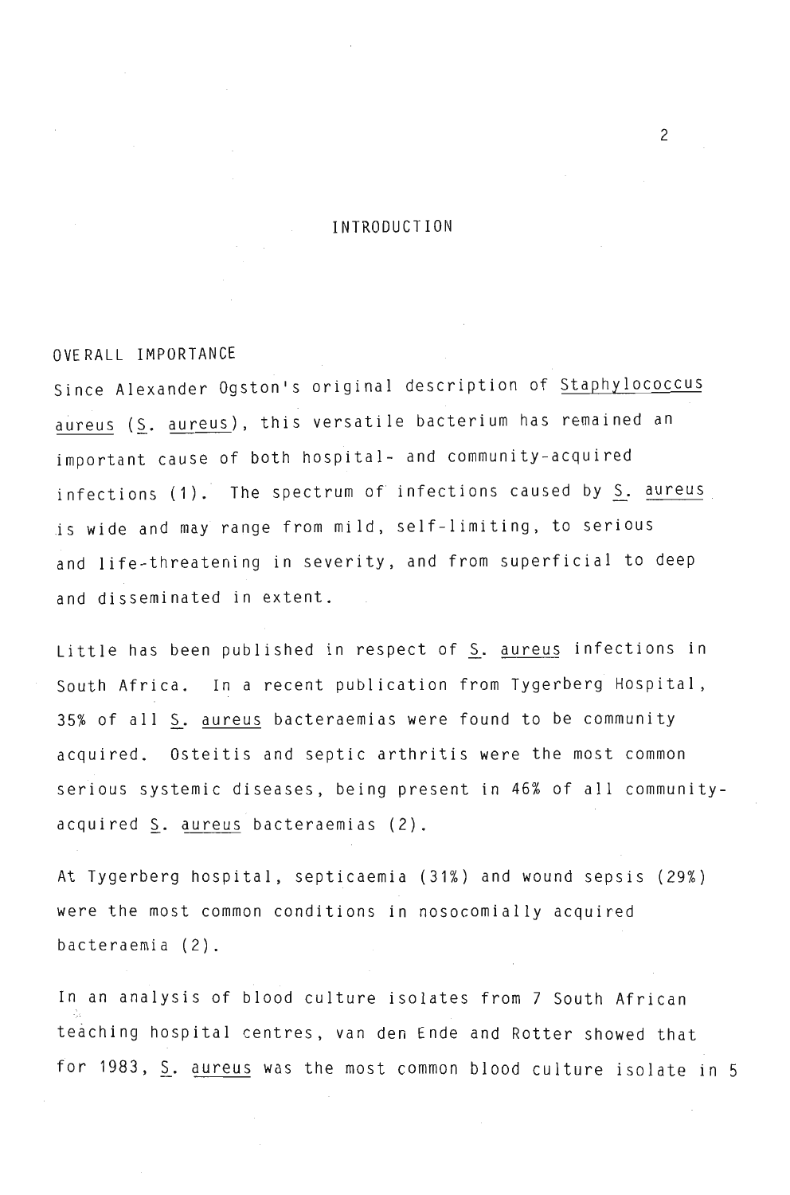# INTRODUCTION

## OVERALL IMPORTANCE

Since Alexander Ogston's original description of *Staphylococcus aureus* (*S. aureus*), this versatile bacterium has remained an important cause of both hospital- and community-acquired infections (1). The spectrum of infections caused by *S. aureus* is wide and may range from mild, self-limiting, to serious and life-threatening in severity, and from superficial to deep and disseminated in extent.

Little has been published in respect of *S. aureus* infections in South Africa. In a recent publication from Tygerberg Hospital, 35% of all *S. aureus* bacteraemias were found to be community acquired. Osteitis and septic arthritis were the most common serious systemic diseases, being present in 46% of all community-acquired *S. aureus* bacteraemias (2).

At Tygerberg hospital, septicaemia (31%) and wound sepsis (29%) were the most common conditions in nosocomially acquired bacteraemia (2).

In an analysis of blood culture isolates from 7 South African teaching hospital centres, van den Ende and Rotter showed that for 1983, *S. aureus* was the most common blood culture isolate in 5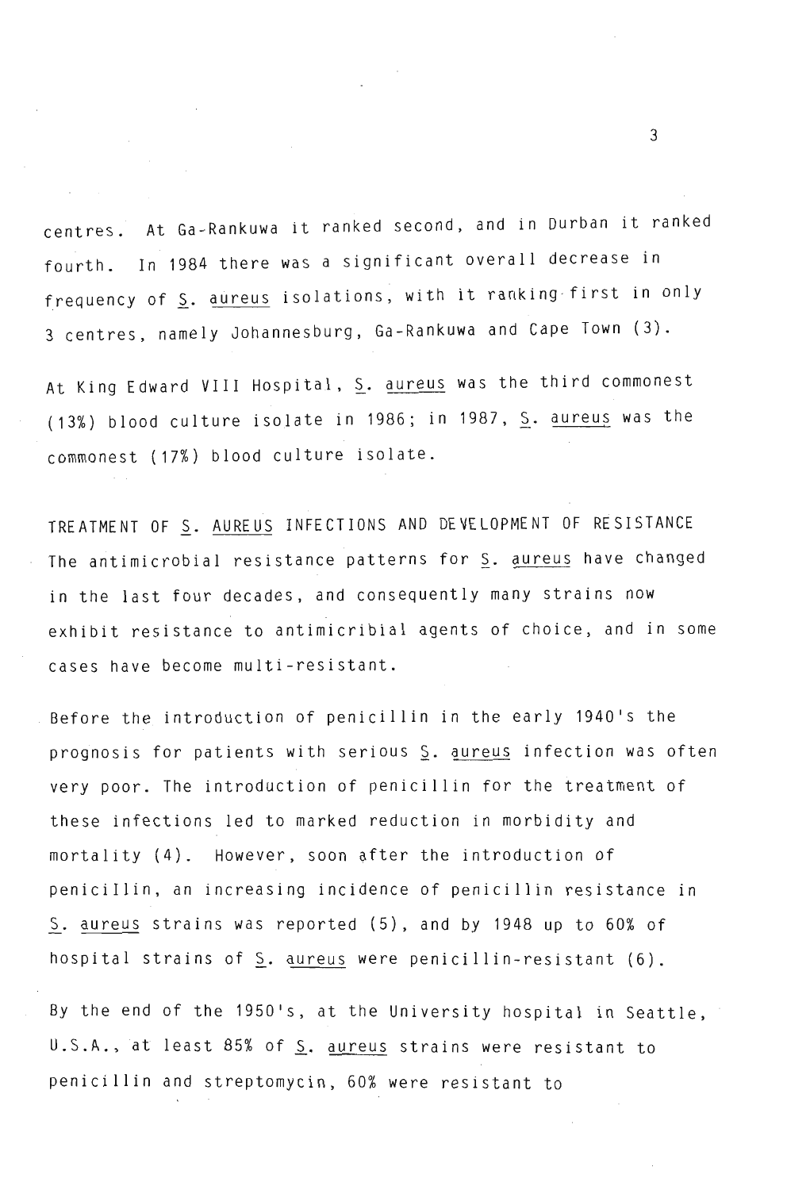centres. At Ga-Rankuwa it ranked second, and in Durban it ranked fourth. In 1984 there was a significant overall decrease in frequency of *S. aureus* isolations, with it ranking first in only 3 centres, namely Johannesburg, Ga-Rankuwa and Cape Town (3).

At King Edward VIII Hospital, *S. aureus* was the third commonest (13%) blood culture isolate in 1986; in 1987, *S. aureus* was the commonest (17%) blood culture isolate.

## TREATMENT OF *S. AUREUS* INFECTIONS AND DEVELOPMENT OF RESISTANCE

The antimicrobial resistance patterns for *S. aureus* have changed in the last four decades, and consequently many strains now exhibit resistance to antimicribial agents of choice, and in some cases have become multi-resistant.

Before the introduction of penicillin in the early 1940's the prognosis for patients with serious *S. aureus* infection was often very poor. The introduction of penicillin for the treatment of these infections led to marked reduction in morbidity and mortality (4). However, soon after the introduction of penicillin, an increasing incidence of penicillin resistance in *S. aureus* strains was reported (5), and by 1948 up to 60% of hospital strains of *S. aureus* were penicillin-resistant (6).

By the end of the 1950's, at the University hospital in Seattle, U.S.A., at least 85% of *S. aureus* strains were resistant to penicillin and streptomycin, 60% were resistant to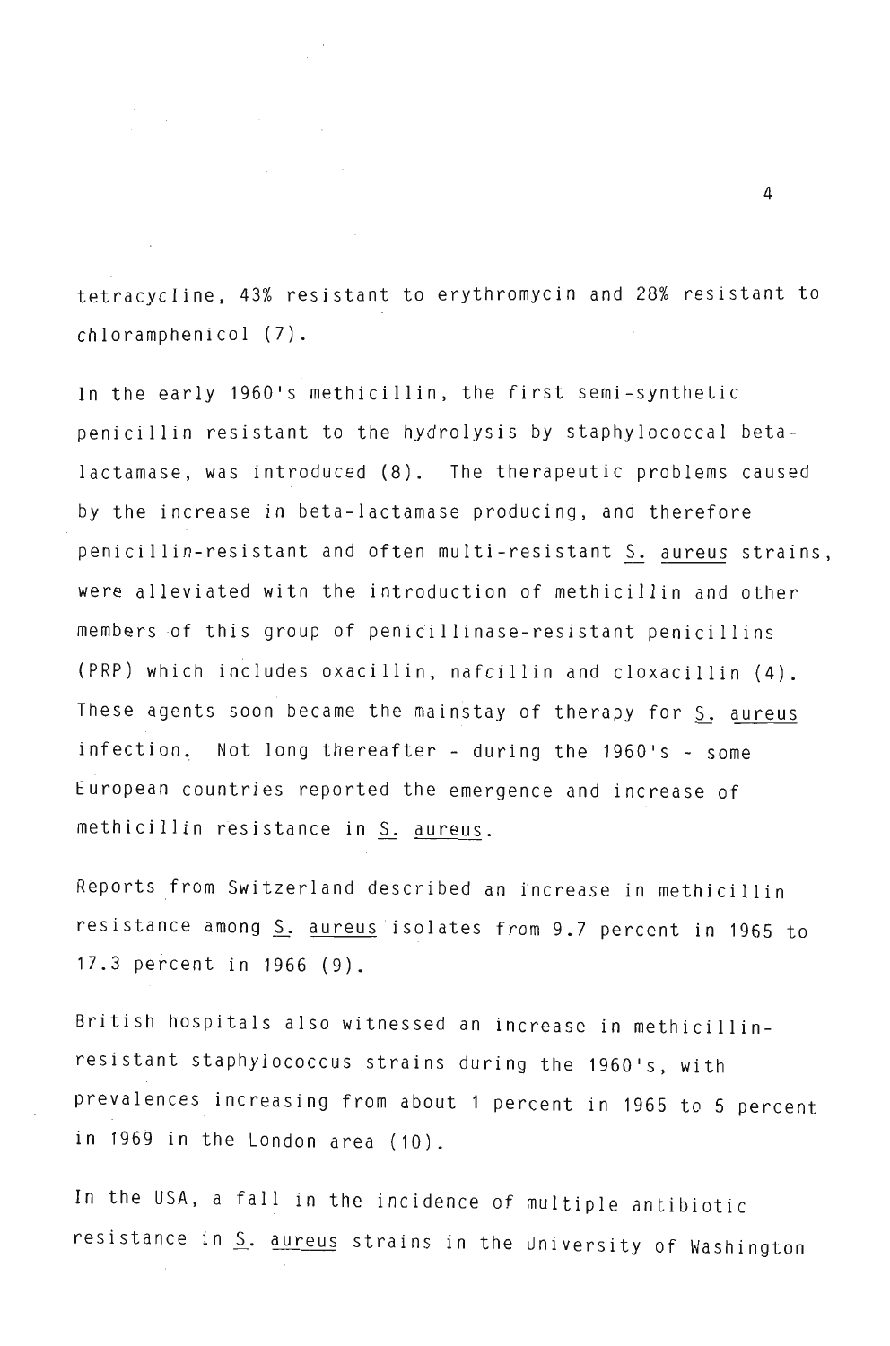tetracycline, 43% resistant to erythromycin and 28% resistant to chloramphenicol (7).

In the early 1960's methicillin, the first semi-synthetic penicillin resistant to the hydrolysis by staphylococcal beta-lactamase, was introduced (8). The therapeutic problems caused by the increase in beta-lactamase producing, and therefore penicillin-resistant and often multi-resistant S. aureus strains, were alleviated with the introduction of methicillin and other members of this group of penicillinase-resistant penicillins (PRP) which includes oxacillin, nafcillin and cloxacillin (4). These agents soon became the mainstay of therapy for S. aureus infection. Not long thereafter - during the 1960's - some European countries reported the emergence and increase of methicillin resistance in S. aureus.

Reports from Switzerland described an increase in methicillin resistance among S. aureus isolates from 9.7 percent in 1965 to 17.3 percent in 1966 (9).

British hospitals also witnessed an increase in methicillin-resistant staphylococcus strains during the 1960's, with prevalences increasing from about 1 percent in 1965 to 5 percent in 1969 in the London area (10).

In the USA, a fall in the incidence of multiple antibiotic resistance in S. aureus strains in the University of Washington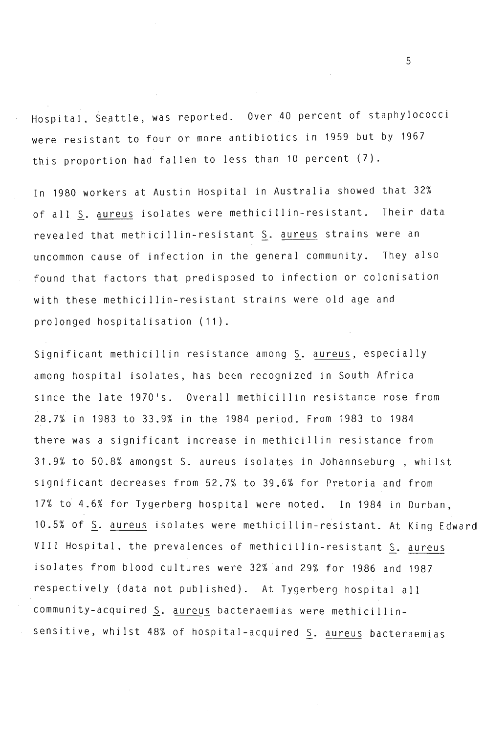Hospital, Seattle, was reported. Over 40 percent of staphylococci were resistant to four or more antibiotics in 1959 but by 1967 this proportion had fallen to less than 10 percent (7).

In 1980 workers at Austin Hospital in Australia showed that 32% of all S. aureus isolates were methicillin-resistant. Their data revealed that methicillin-resistant S. aureus strains were an uncommon cause of infection in the general community. They also found that factors that predisposed to infection or colonisation with these methicillin-resistant strains were old age and prolonged hospitalisation (11).

Significant methicillin resistance among S. aureus, especially among hospital isolates, has been recognized in South Africa since the late 1970's. Overall methicillin resistance rose from 28.7% in 1983 to 33.9% in the 1984 period. From 1983 to 1984 there was a significant increase in methicillin resistance from 31.9% to 50.8% amongst S. aureus isolates in Johannseburg , whilst significant decreases from 52.7% to 39.6% for Pretoria and from 17% to 4.6% for Tygerberg hospital were noted. In 1984 in Durban, 10.5% of S. aureus isolates were methicillin-resistant. At King Edward VIII Hospital, the prevalences of methicillin-resistant S. aureus isolates from blood cultures were 32% and 29% for 1986 and 1987 respectively (data not published). At Tygerberg hospital all community-acquired S. aureus bacteraemias were methicillin-sensitive, whilst 48% of hospital-acquired S. aureus bacteraemias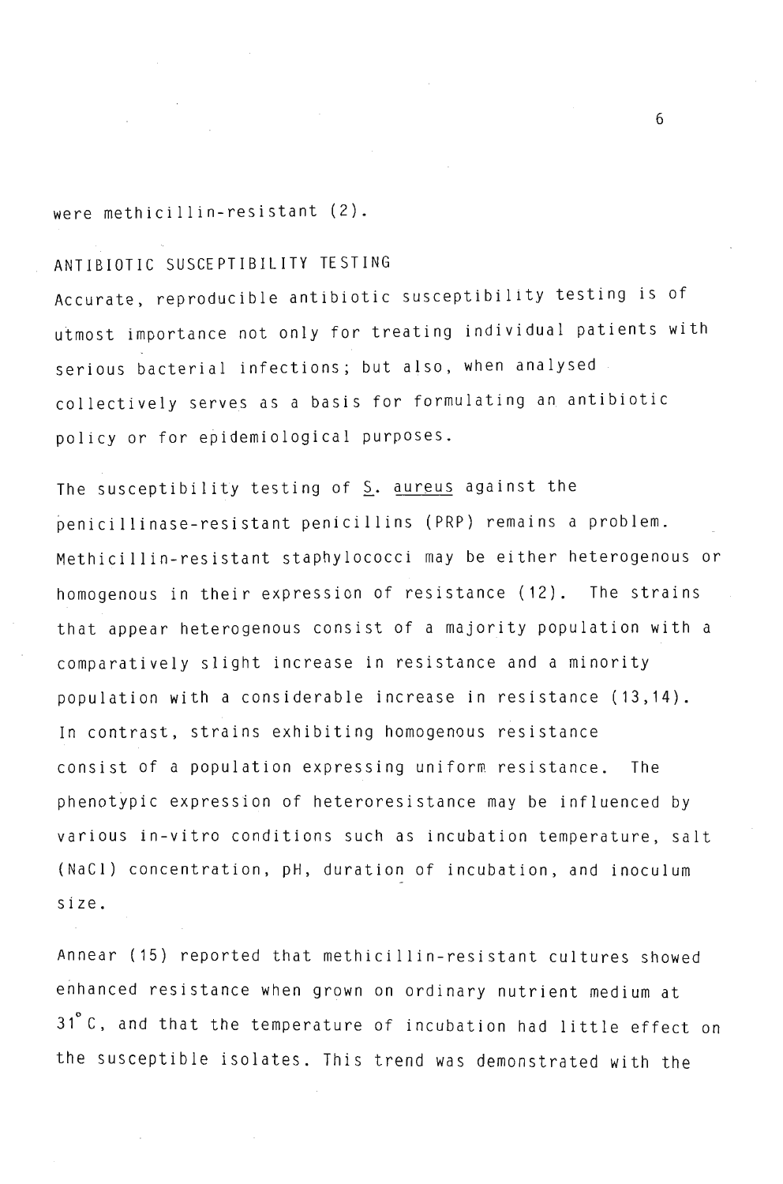were methicillin-resistant (2).

## ANTIBIOTIC SUSCEPTIBILITY TESTING

Accurate, reproducible antibiotic susceptibility testing is of utmost importance not only for treating individual patients with serious bacterial infections; but also, when analysed collectively serves as a basis for formulating an antibiotic policy or for epidemiological purposes.

The susceptibility testing of S. aureus against the penicillinase-resistant penicillins (PRP) remains a problem. Methicillin-resistant staphylococci may be either heterogenous or homogenous in their expression of resistance (12). The strains that appear heterogenous consist of a majority population with a comparatively slight increase in resistance and a minority population with a considerable increase in resistance (13,14). In contrast, strains exhibiting homogenous resistance consist of a population expressing uniform resistance. The phenotypic expression of heteroresistance may be influenced by various in-vitro conditions such as incubation temperature, salt (NaCl) concentration, pH, duration of incubation, and inoculum size.

Annear (15) reported that methicillin-resistant cultures showed enhanced resistance when grown on ordinary nutrient medium at 31°C, and that the temperature of incubation had little effect on the susceptible isolates. This trend was demonstrated with the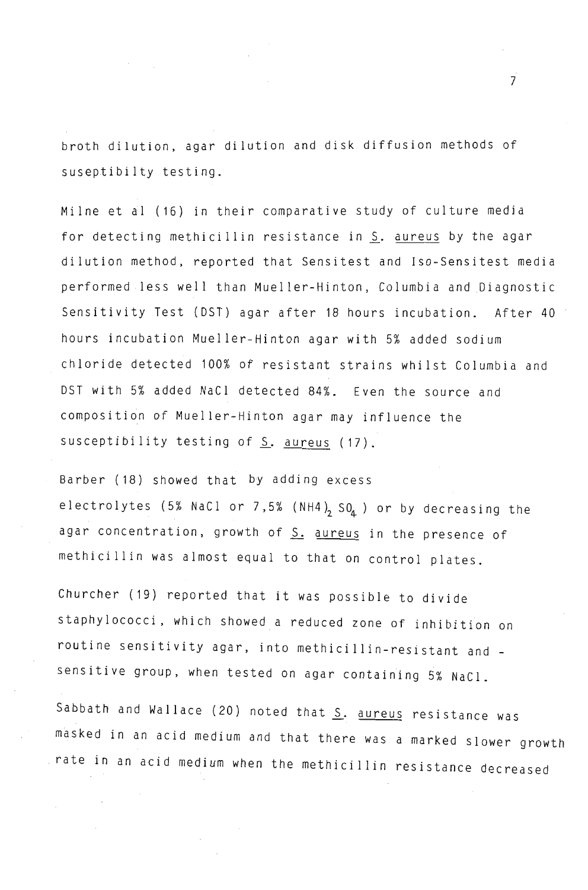broth dilution, agar dilution and disk diffusion methods of suseptibilty testing.

Milne et al (16) in their comparative study of culture media for detecting methicillin resistance in S. aureus by the agar dilution method, reported that Sensitest and Iso-Sensitest media performed less well than Mueller-Hinton, Columbia and Diagnostic Sensitivity Test (DST) agar after 18 hours incubation. After 40 hours incubation Mueller-Hinton agar with 5% added sodium chloride detected 100% of resistant strains whilst Columbia and DST with 5% added NaCl detected 84%. Even the source and composition of Mueller-Hinton agar may influence the susceptibility testing of S. aureus (17).

Barber (18) showed that by adding excess electrolytes (5% NaCl or 7,5% $(NH4)_2 SO_4$) or by decreasing the agar concentration, growth of S. aureus in the presence of methicillin was almost equal to that on control plates.

Churcher (19) reported that it was possible to divide staphylococci, which showed a reduced zone of inhibition on routine sensitivity agar, into methicillin-resistant and -sensitive group, when tested on agar containing 5% NaCl.

Sabbath and Wallace (20) noted that S. aureus resistance was masked in an acid medium and that there was a marked slower growth rate in an acid medium when the methicillin resistance decreased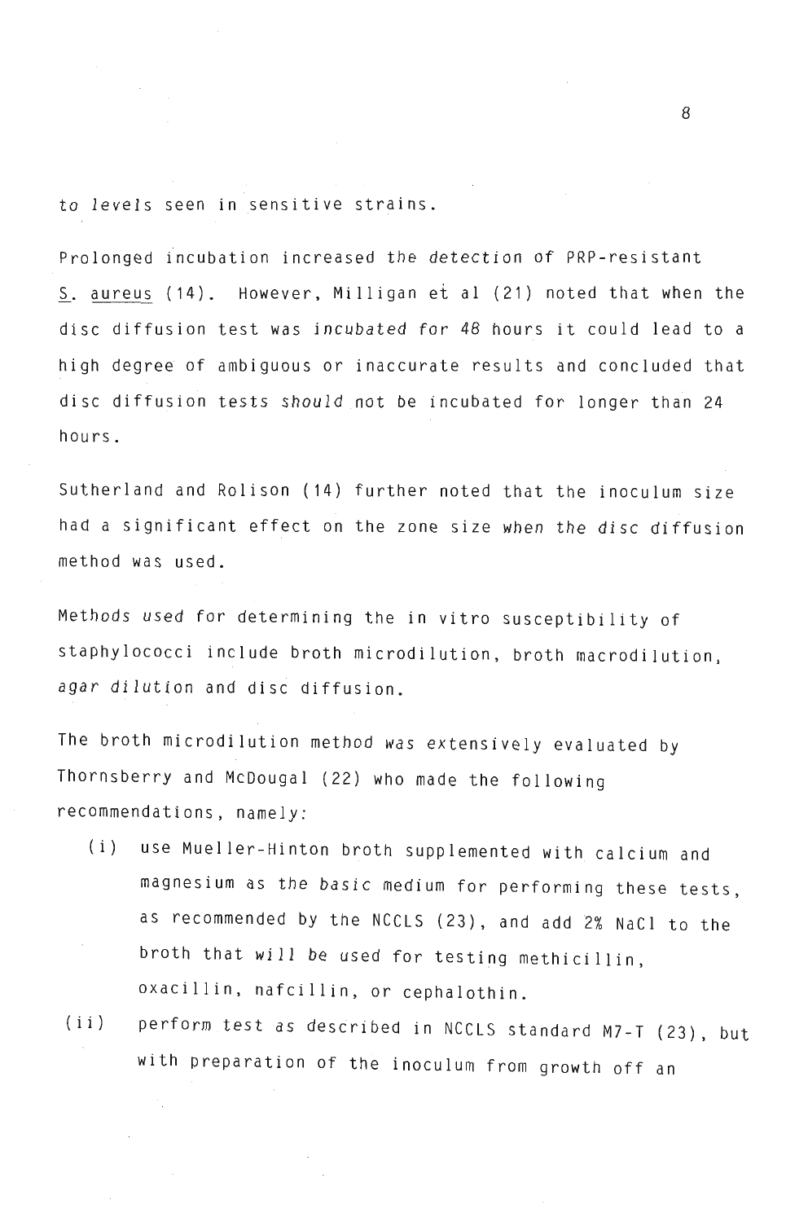to levels seen in sensitive strains.

Prolonged incubation increased the detection of PRP-resistant S. aureus (14). However, Milligan et al (21) noted that when the disc diffusion test was incubated for 48 hours it could lead to a high degree of ambiguous or inaccurate results and concluded that disc diffusion tests should not be incubated for longer than 24 hours.

Sutherland and Rolison (14) further noted that the inoculum size had a significant effect on the zone size when the disc diffusion method was used.

Methods used for determining the in vitro susceptibility of staphylococci include broth microdilution, broth macrodilution, agar dilution and disc diffusion.

The broth microdilution method was extensively evaluated by Thornsberry and McDougal (22) who made the following recommendations, namely:

(i) use Mueller-Hinton broth supplemented with calcium and magnesium as the basic medium for performing these tests, as recommended by the NCCLS (23), and add 2% NaCl to the broth that will be used for testing methicillin, oxacillin, nafcillin, or cephalothin.

(ii) perform test as described in NCCLS standard M7-T (23), but with preparation of the inoculum from growth off an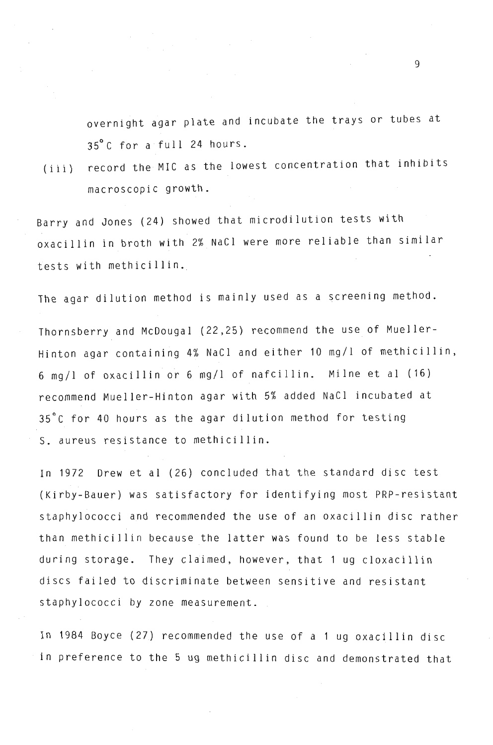overnight agar plate and incubate the trays or tubes at 35°C for a full 24 hours.

(iii) record the MIC as the lowest concentration that inhibits macroscopic growth.

Barry and Jones (24) showed that microdilution tests with oxacillin in broth with 2% NaCl were more reliable than similar tests with methicillin.

The agar dilution method is mainly used as a screening method.

Thornsberry and McDougal (22,25) recommend the use of Mueller-Hinton agar containing 4% NaCl and either 10 mg/l of methicillin, 6 mg/l of oxacillin or 6 mg/l of nafcillin. Milne et al (16) recommend Mueller-Hinton agar with 5% added NaCl incubated at 35°C for 40 hours as the agar dilution method for testing S. aureus resistance to methicillin.

In 1972 Drew et al (26) concluded that the standard disc test (Kirby-Bauer) was satisfactory for identifying most PRP-resistant staphylococci and recommended the use of an oxacillin disc rather than methicillin because the latter was found to be less stable during storage. They claimed, however, that 1 ug cloxacillin discs failed to discriminate between sensitive and resistant staphylococci by zone measurement.

In 1984 Boyce (27) recommended the use of a 1 ug oxacillin disc in preference to the 5 ug methicillin disc and demonstrated that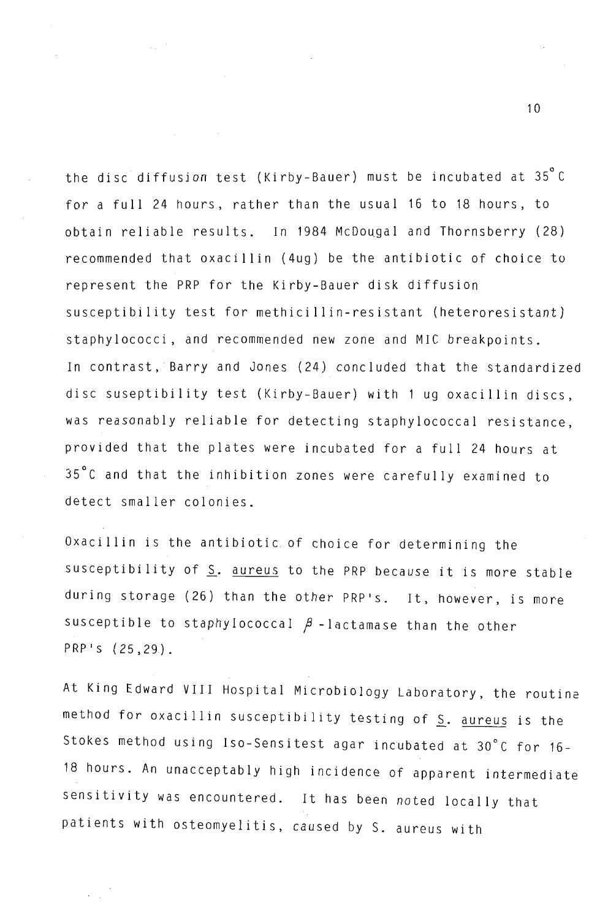the disc diffusion test (Kirby-Bauer) must be incubated at 35°C for a full 24 hours, rather than the usual 16 to 18 hours, to obtain reliable results. In 1984 McDougal and Thornsberry (28) recommended that oxacillin (4ug) be the antibiotic of choice to represent the PRP for the Kirby-Bauer disk diffusion susceptibility test for methicillin-resistant (heteroresistant) staphylococci, and recommended new zone and MIC breakpoints. In contrast, Barry and Jones (24) concluded that the standardized disc suseptibility test (Kirby-Bauer) with 1 ug oxacillin discs, was reasonably reliable for detecting staphylococcal resistance, provided that the plates were incubated for a full 24 hours at 35°C and that the inhibition zones were carefully examined to detect smaller colonies.

Oxacillin is the antibiotic of choice for determining the susceptibility of S. aureus to the PRP because it is more stable during storage (26) than the other PRP's. It, however, is more susceptible to staphylococcal β-lactamase than the other PRP's (25,29).

At King Edward VIII Hospital Microbiology Laboratory, the routine method for oxacillin susceptibility testing of S. aureus is the Stokes method using Iso-Sensitest agar incubated at 30°C for 16-18 hours. An unacceptably high incidence of apparent intermediate sensitivity was encountered. It has been noted locally that patients with osteomyelitis, caused by S. aureus with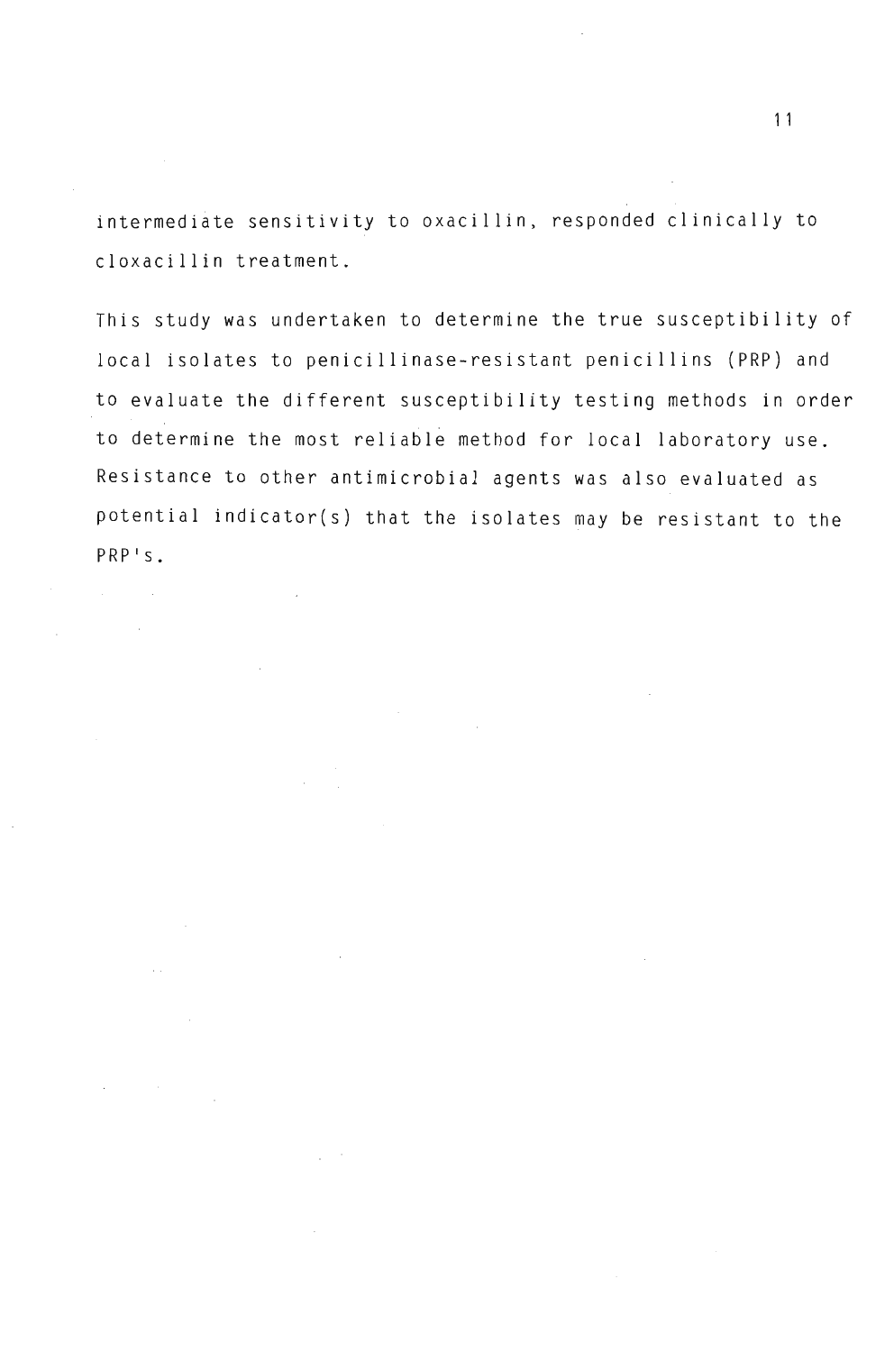intermediate sensitivity to oxacillin, responded clinically to cloxacillin treatment.

This study was undertaken to determine the true susceptibility of local isolates to penicillinase-resistant penicillins (PRP) and to evaluate the different susceptibility testing methods in order to determine the most reliable method for local laboratory use. Resistance to other antimicrobial agents was also evaluated as potential indicator(s) that the isolates may be resistant to the PRP's.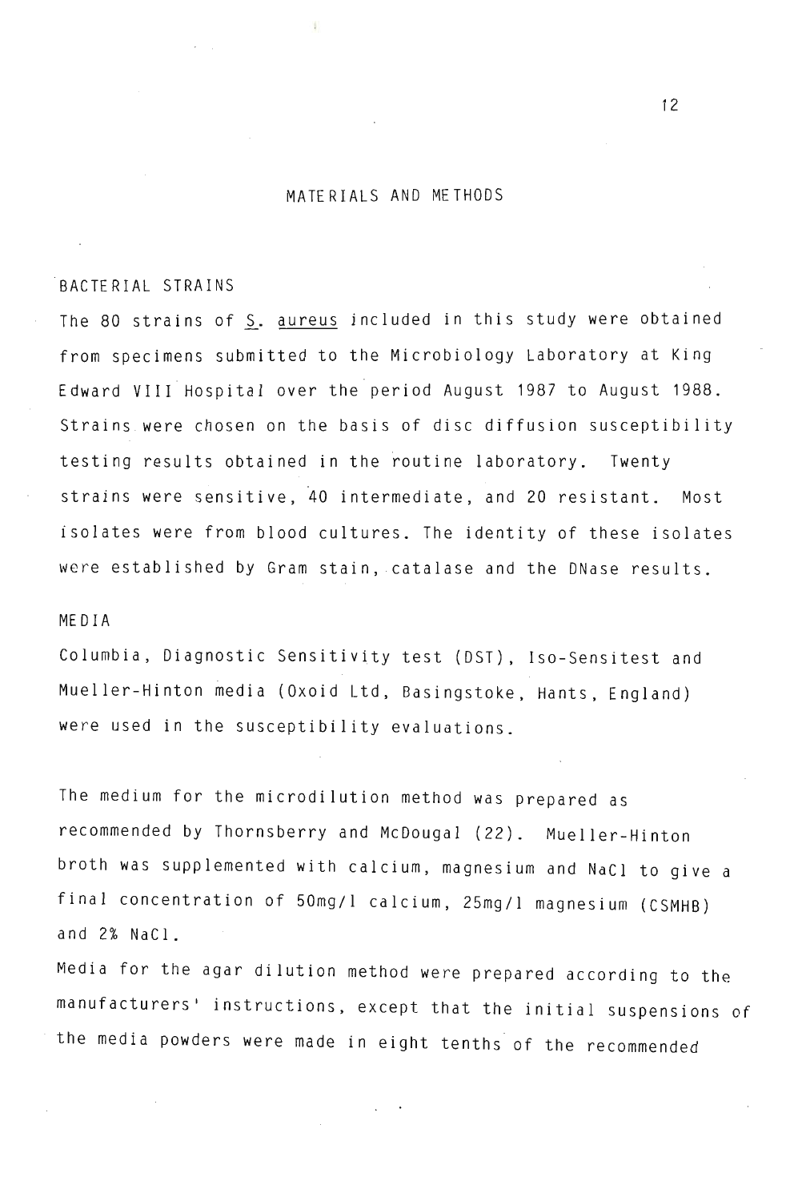## MATERIALS AND METHODS

### BACTERIAL STRAINS

The 80 strains of S. aureus included in this study were obtained from specimens submitted to the Microbiology Laboratory at King Edward VIII Hospital over the period August 1987 to August 1988. Strains were chosen on the basis of disc diffusion susceptibility testing results obtained in the routine laboratory. Twenty strains were sensitive, 40 intermediate, and 20 resistant. Most isolates were from blood cultures. The identity of these isolates were established by Gram stain, catalase and the DNase results.

### MEDIA

Columbia, Diagnostic Sensitivity test (DST), Iso-Sensitest and Mueller-Hinton media (Oxoid Ltd, Basingstoke, Hants, England) were used in the susceptibility evaluations.

The medium for the microdilution method was prepared as recommended by Thornsberry and McDougal (22). Mueller-Hinton broth was supplemented with calcium, magnesium and NaCl to give a final concentration of 50mg/l calcium, 25mg/l magnesium (CSMHB) and 2% NaCl.

Media for the agar dilution method were prepared according to the manufacturers' instructions, except that the initial suspensions of the media powders were made in eight tenths of the recommended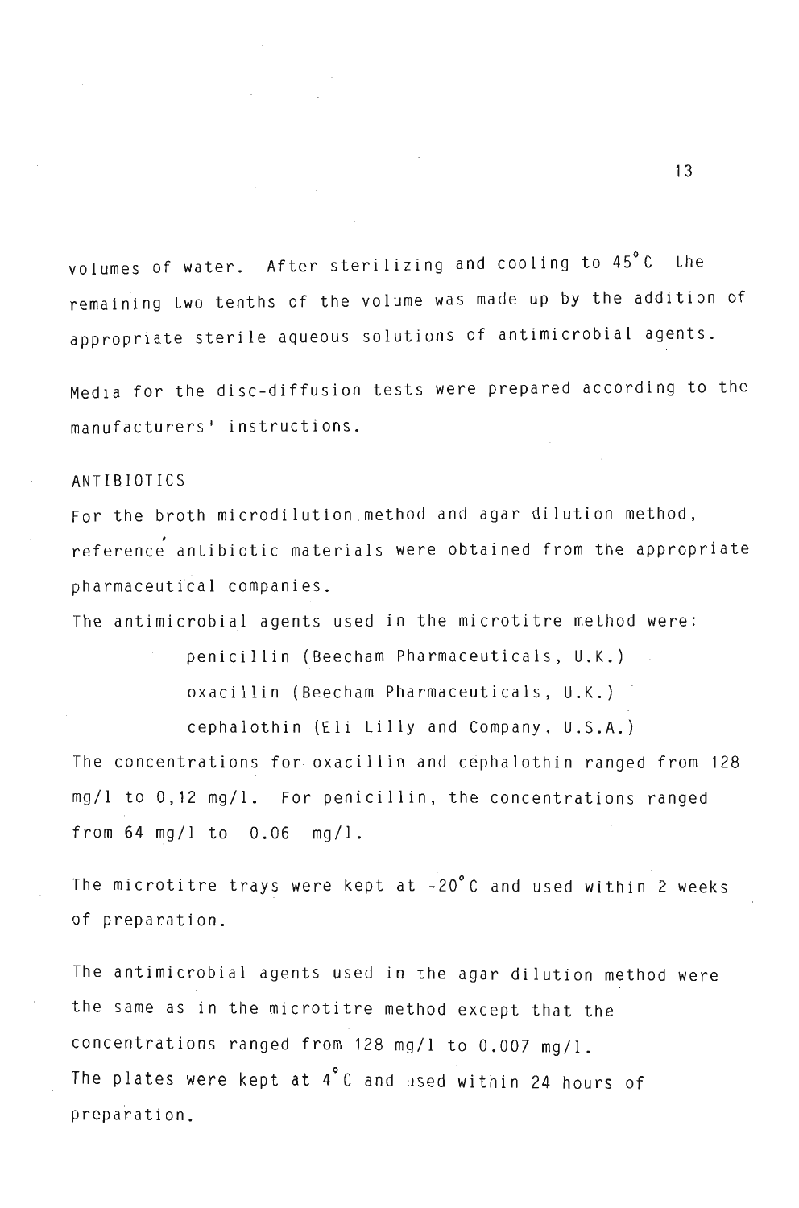volumes of water. After sterilizing and cooling to 45°C the remaining two tenths of the volume was made up by the addition of appropriate sterile aqueous solutions of antimicrobial agents.

Media for the disc-diffusion tests were prepared according to the manufacturers' instructions.

## ANTIBIOTICS

For the broth microdilution method and agar dilution method, reference antibiotic materials were obtained from the appropriate pharmaceutical companies.

The antimicrobial agents used in the microtitre method were:

- penicillin (Beecham Pharmaceuticals, U.K.)
- oxacillin (Beecham Pharmaceuticals, U.K.)
- cephalothin (Eli Lilly and Company, U.S.A.)

The concentrations for oxacillin and cephalothin ranged from 128 mg/l to 0,12 mg/l. For penicillin, the concentrations ranged from 64 mg/l to 0.06 mg/l.

The microtitre trays were kept at -20°C and used within 2 weeks of preparation.

The antimicrobial agents used in the agar dilution method were the same as in the microtitre method except that the concentrations ranged from 128 mg/l to 0.007 mg/l.
The plates were kept at 4°C and used within 24 hours of preparation.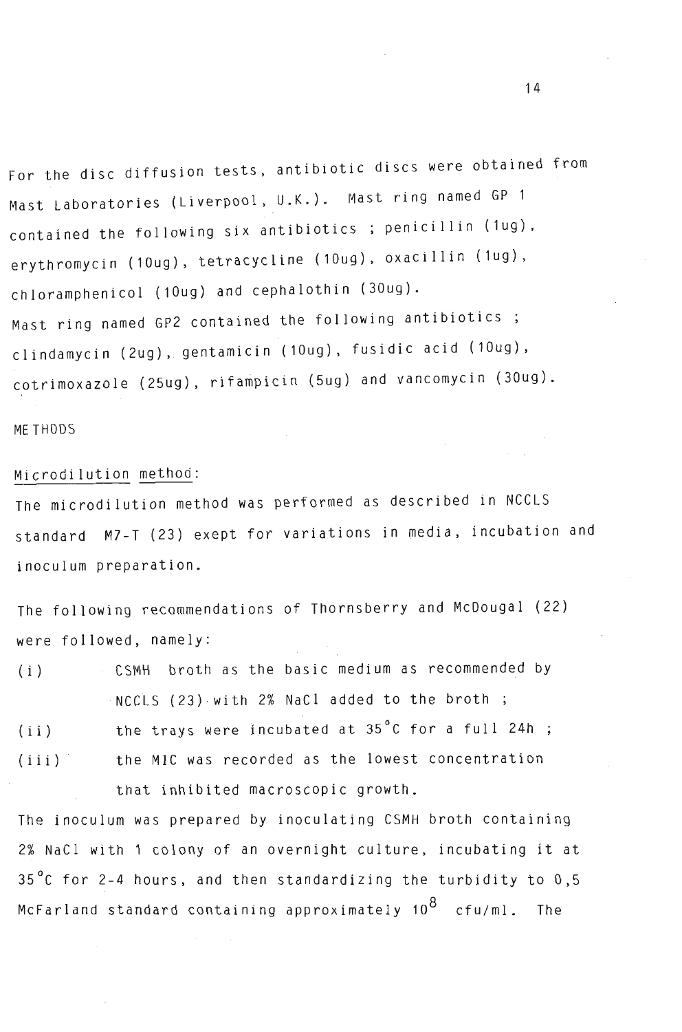For the disc diffusion tests, antibiotic discs were obtained from Mast Laboratories (Liverpool, U.K.). Mast ring named GP 1 contained the following six antibiotics ; penicillin (1ug), erythromycin (10ug), tetracycline (10ug), oxacillin (1ug), chloramphenicol (10ug) and cephalothin (30ug).
Mast ring named GP2 contained the following antibiotics ; clindamycin (2ug), gentamicin (10ug), fusidic acid (10ug), cotrimoxazole (25ug), rifampicin (5ug) and vancomycin (30ug).

## METHODS

### Microdilution method:

The microdilution method was performed as described in NCCLS standard M7-T (23) exept for variations in media, incubation and inoculum preparation.

The following recommendations of Thornsberry and McDougal (22) were followed, namely:

(i) CSMH broth as the basic medium as recommended by NCCLS (23) with 2% NaCl added to the broth ;

(ii) the trays were incubated at 35°C for a full 24h ;

(iii) the MIC was recorded as the lowest concentration that inhibited macroscopic growth.

The inoculum was prepared by inoculating CSMH broth containing 2% NaCl with 1 colony of an overnight culture, incubating it at 35°C for 2-4 hours, and then standardizing the turbidity to 0,5 McFarland standard containing approximately $10^8$ cfu/ml. The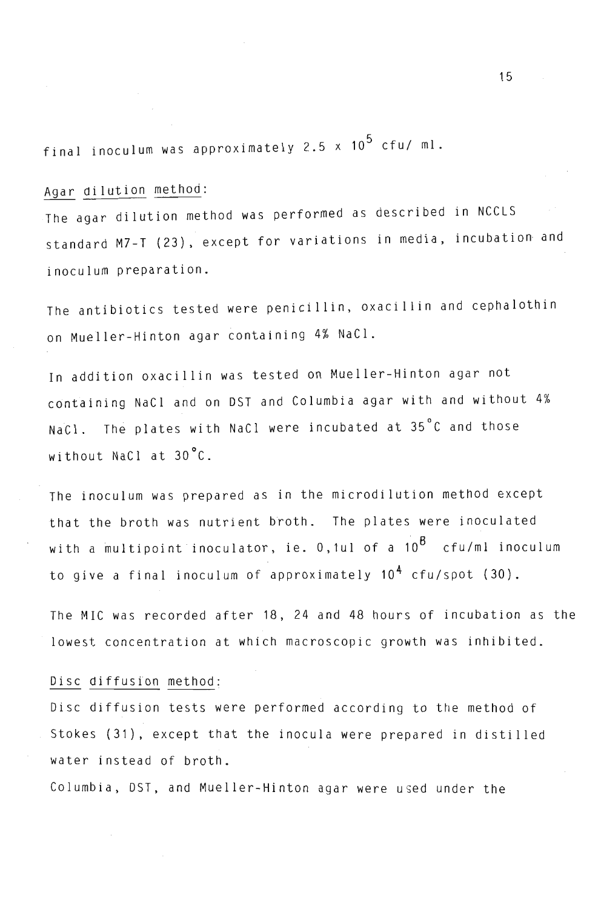final inoculum was approximately $2.5 \times 10^5$ cfu/ ml.

Agar dilution method:

The agar dilution method was performed as described in NCCLS standard M7-T (23), except for variations in media, incubation and inoculum preparation.

The antibiotics tested were penicillin, oxacillin and cephalothin on Mueller-Hinton agar containing 4% NaCl.

In addition oxacillin was tested on Mueller-Hinton agar not containing NaCl and on DST and Columbia agar with and without 4% NaCl. The plates with NaCl were incubated at 35°C and those without NaCl at 30°C.

The inoculum was prepared as in the microdilution method except that the broth was nutrient broth. The plates were inoculated with a multipoint inoculator, ie. 0,1ul of a $10^8$ cfu/ml inoculum to give a final inoculum of approximately $10^4$ cfu/spot (30).

The MIC was recorded after 18, 24 and 48 hours of incubation as the lowest concentration at which macroscopic growth was inhibited.

Disc diffusion method:

Disc diffusion tests were performed according to the method of Stokes (31), except that the inocula were prepared in distilled water instead of broth.

Columbia, DST, and Mueller-Hinton agar were used under the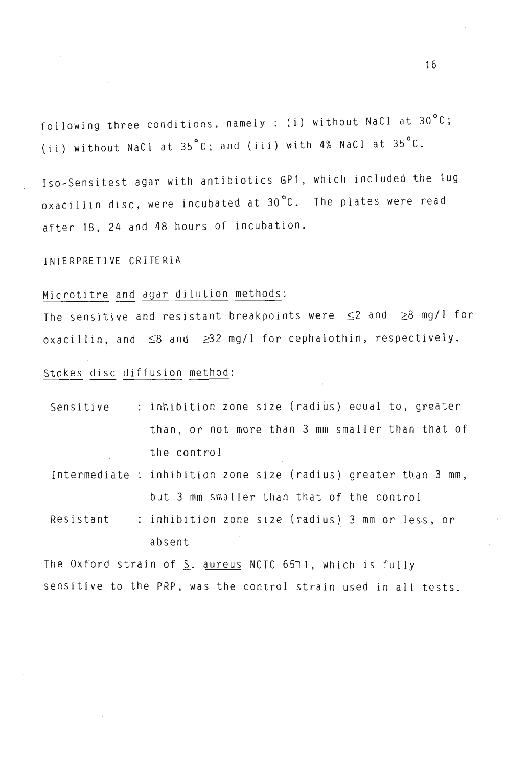following three conditions, namely : (i) without NaCl at 30°C; (ii) without NaCl at 35°C; and (iii) with 4% NaCl at 35°C.

Iso-Sensitest agar with antibiotics GP1, which included the 1ug oxacillin disc, were incubated at 30°C. The plates were read after 18, 24 and 48 hours of incubation.

INTERPRETIVE CRITERIA

Microtitre and agar dilution methods:

The sensitive and resistant breakpoints were $\leq 2$ and $\geq 8$ mg/l for oxacillin, and $\leq 8$ and $\geq 32$ mg/l for cephalothin, respectively.

Stokes disc diffusion method:

- Sensitive : inhibition zone size (radius) equal to, greater than, or not more than 3 mm smaller than that of the control
- Intermediate : inhibition zone size (radius) greater than 3 mm, but 3 mm smaller than that of the control
- Resistant : inhibition zone size (radius) 3 mm or less, or absent

The Oxford strain of S. aureus NCTC 6571, which is fully sensitive to the PRP, was the control strain used in all tests.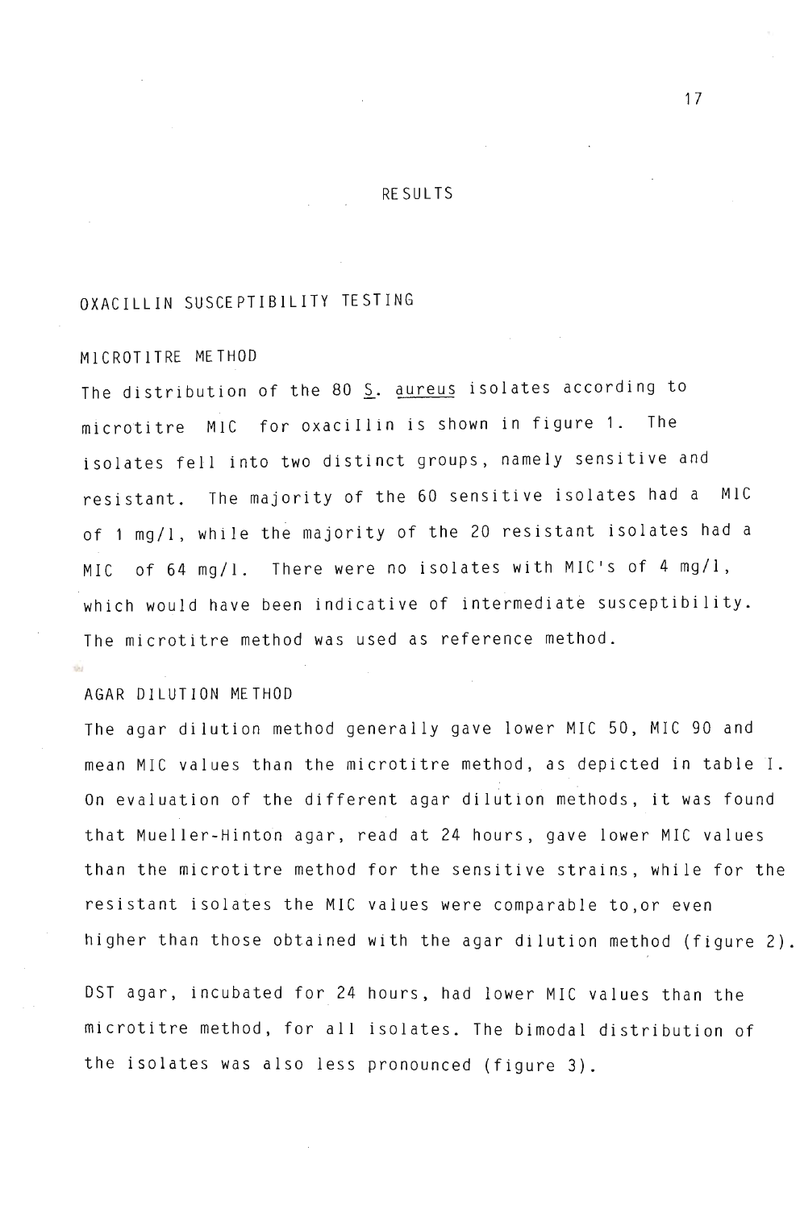# RESULTS

## OXACILLIN SUSCEPTIBILITY TESTING

### MICROTITRE METHOD

The distribution of the 80 _S. aureus_ isolates according to microtitre MIC for oxacillin is shown in figure 1. The isolates fell into two distinct groups, namely sensitive and resistant. The majority of the 60 sensitive isolates had a MIC of 1 mg/l, while the majority of the 20 resistant isolates had a MIC of 64 mg/l. There were no isolates with MIC's of 4 mg/l, which would have been indicative of intermediate susceptibility. The microtitre method was used as reference method.

### AGAR DILUTION METHOD

The agar dilution method generally gave lower MIC 50, MIC 90 and mean MIC values than the microtitre method, as depicted in table I. On evaluation of the different agar dilution methods, it was found that Mueller-Hinton agar, read at 24 hours, gave lower MIC values than the microtitre method for the sensitive strains, while for the resistant isolates the MIC values were comparable to,or even higher than those obtained with the agar dilution method (figure 2).

DST agar, incubated for 24 hours, had lower MIC values than the microtitre method, for all isolates. The bimodal distribution of the isolates was also less pronounced (figure 3).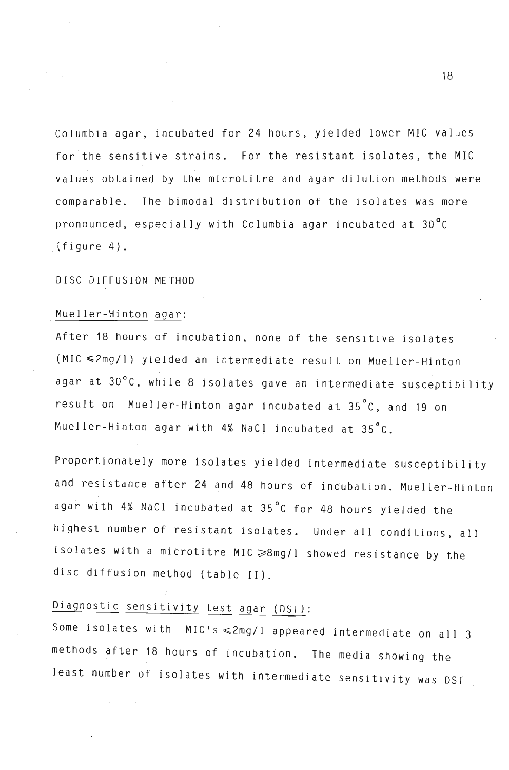Columbia agar, incubated for 24 hours, yielded lower MIC values for the sensitive strains. For the resistant isolates, the MIC values obtained by the microtitre and agar dilution methods were comparable. The bimodal distribution of the isolates was more pronounced, especially with Columbia agar incubated at 30°C (figure 4).

DISC DIFFUSION METHOD

Mueller-Hinton agar:

After 18 hours of incubation, none of the sensitive isolates (MIC ≤2mg/l) yielded an intermediate result on Mueller-Hinton agar at 30°C, while 8 isolates gave an intermediate susceptibility result on Mueller-Hinton agar incubated at 35°C, and 19 on Mueller-Hinton agar with 4% NaCl incubated at 35°C.

Proportionately more isolates yielded intermediate susceptibility and resistance after 24 and 48 hours of incubation. Mueller-Hinton agar with 4% NaCl incubated at 35°C for 48 hours yielded the highest number of resistant isolates. Under all conditions, all isolates with a microtitre MIC ≥8mg/l showed resistance by the disc diffusion method (table II).

Diagnostic sensitivity test agar (DST):

Some isolates with MIC's ≤2mg/l appeared intermediate on all 3 methods after 18 hours of incubation. The media showing the least number of isolates with intermediate sensitivity was DST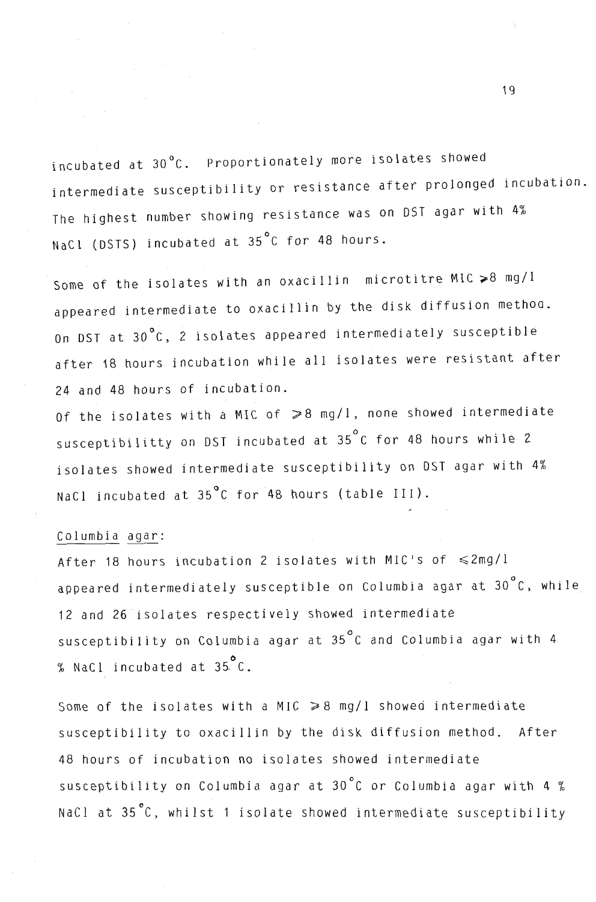incubated at 30°C. Proportionately more isolates showed intermediate susceptibility or resistance after prolonged incubation. The highest number showing resistance was on DST agar with 4% NaCl (DSTS) incubated at 35°C for 48 hours.

Some of the isolates with an oxacillin microtitre MIC ⩾8 mg/l appeared intermediate to oxacillin by the disk diffusion methoa. On DST at 30°C, 2 isolates appeared intermediately susceptible after 18 hours incubation while all isolates were resistant after 24 and 48 hours of incubation.

Of the isolates with a MIC of ⩾8 mg/l, none showed intermediate susceptibilitty on DST incubated at 35°C for 48 hours while 2 isolates showed intermediate susceptibility on DST agar with 4% NaCl incubated at 35°C for 48 hours (table III).

<u>Columbia agar</u>:

After 18 hours incubation 2 isolates with MIC's of ⩽2mg/l appeared intermediately susceptible on Columbia agar at 30°C, while 12 and 26 isolates respectively showed intermediate susceptibility on Columbia agar at 35°C and Columbia agar with 4 % NaCl incubated at 35°C.

Some of the isolates with a MIC ⩾8 mg/l showed intermediate susceptibility to oxacillin by the disk diffusion method. After 48 hours of incubation no isolates showed intermediate susceptibility on Columbia agar at 30°C or Columbia agar with 4 % NaCl at 35°C, whilst 1 isolate showed intermediate susceptibility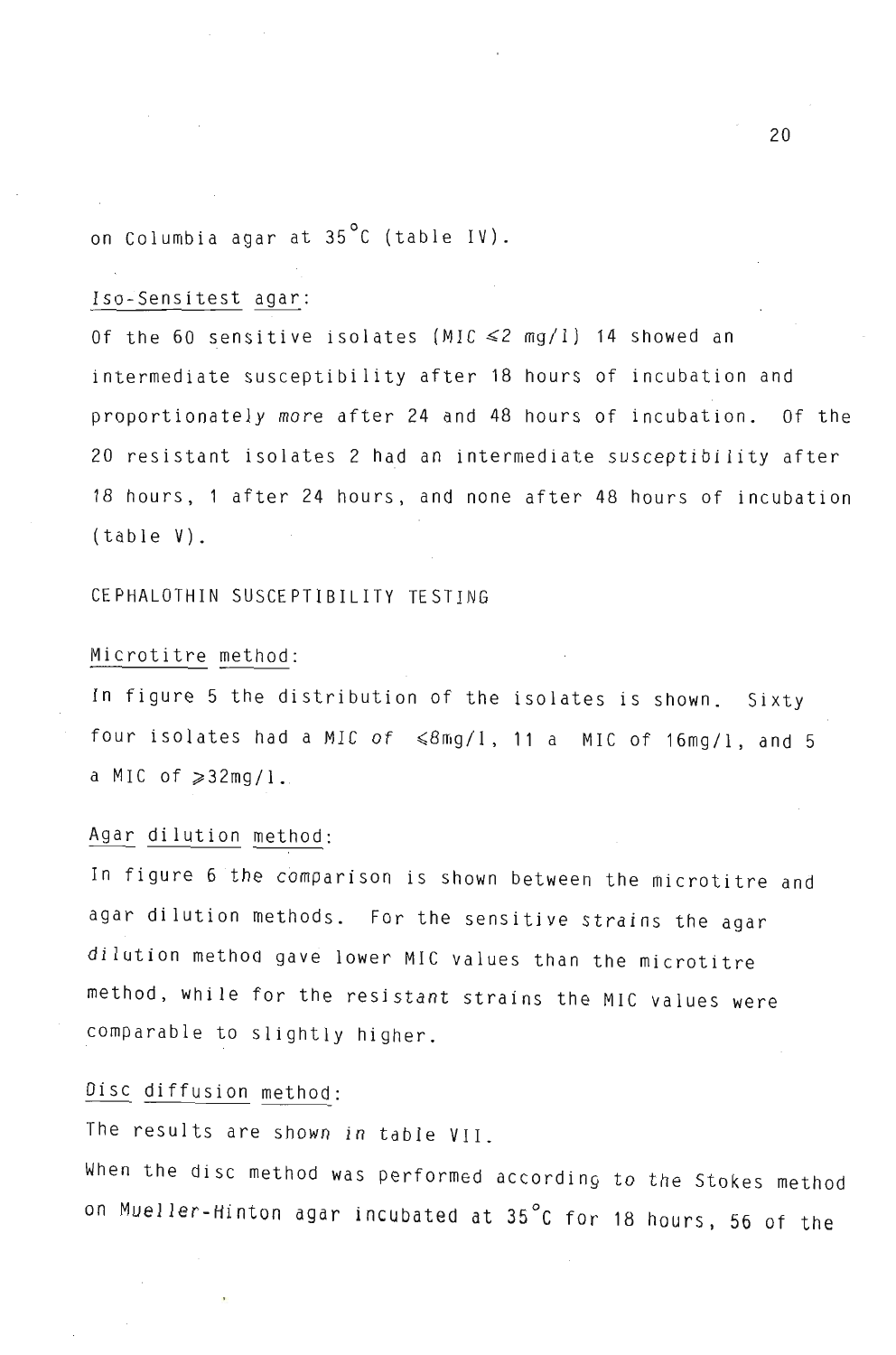on Columbia agar at 35°C (table IV).

Iso-Sensitest agar:

Of the 60 sensitive isolates (MIC ≤2 mg/l) 14 showed an intermediate susceptibility after 18 hours of incubation and proportionately more after 24 and 48 hours of incubation. Of the 20 resistant isolates 2 had an intermediate susceptibility after 18 hours, 1 after 24 hours, and none after 48 hours of incubation (table V).

CEPHALOTHIN SUSCEPTIBILITY TESTING

Microtitre method:

In figure 5 the distribution of the isolates is shown. Sixty four isolates had a MIC of ≤8mg/l, 11 a MIC of 16mg/l, and 5 a MIC of ≥32mg/l.

Agar dilution method:

In figure 6 the comparison is shown between the microtitre and agar dilution methods. For the sensitive strains the agar dilution method gave lower MIC values than the microtitre method, while for the resistant strains the MIC values were comparable to slightly higher.

Disc diffusion method:

The results are shown in table VII.

When the disc method was performed according to the Stokes method on Mueller-Hinton agar incubated at 35°C for 18 hours, 56 of the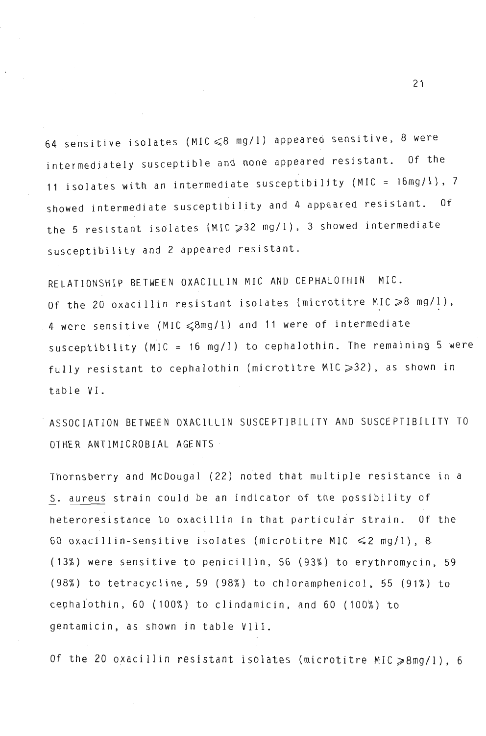64 sensitive isolates (MIC $\leqslant$8 mg/l) appeared sensitive, 8 were intermediately susceptible and none appeared resistant. Of the 11 isolates with an intermediate susceptibility (MIC = 16mg/l), 7 showed intermediate susceptibility and 4 appeared resistant. Of the 5 resistant isolates (MIC $\geqslant$32 mg/l), 3 showed intermediate susceptibility and 2 appeared resistant.

RELATIONSHIP BETWEEN OXACILLIN MIC AND CEPHALOTHIN MIC.

Of the 20 oxacillin resistant isolates (microtitre MIC $\geqslant$8 mg/l), 4 were sensitive (MIC $\leqslant$8mg/l) and 11 were of intermediate susceptibility (MIC = 16 mg/l) to cephalothin. The remaining 5 were fully resistant to cephalothin (microtitre MIC $\geqslant$32), as shown in table VI.

ASSOCIATION BETWEEN OXACILLIN SUSCEPTIBILITY AND SUSCEPTIBILITY TO OTHER ANTIMICROBIAL AGENTS

Thornsberry and McDougal (22) noted that multiple resistance in a S. aureus strain could be an indicator of the possibility of heteroresistance to oxacillin in that particular strain. Of the 60 oxacillin-sensitive isolates (microtitre MIC $\leqslant$2 mg/l), 8 (13%) were sensitive to penicillin, 56 (93%) to erythromycin, 59 (98%) to tetracycline, 59 (98%) to chloramphenicol, 55 (91%) to cephalothin, 60 (100%) to clindamicin, and 60 (100%) to gentamicin, as shown in table VIII.

Of the 20 oxacillin resistant isolates (microtitre MIC $\geqslant$8mg/l), 6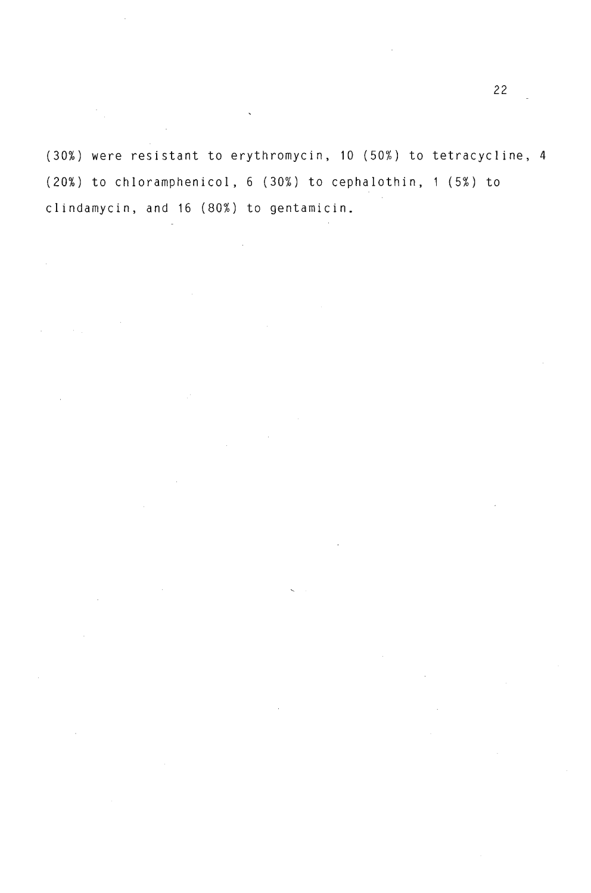(30%) were resistant to erythromycin, 10 (50%) to tetracycline, 4 (20%) to chloramphenicol, 6 (30%) to cephalothin, 1 (5%) to clindamycin, and 16 (80%) to gentamicin.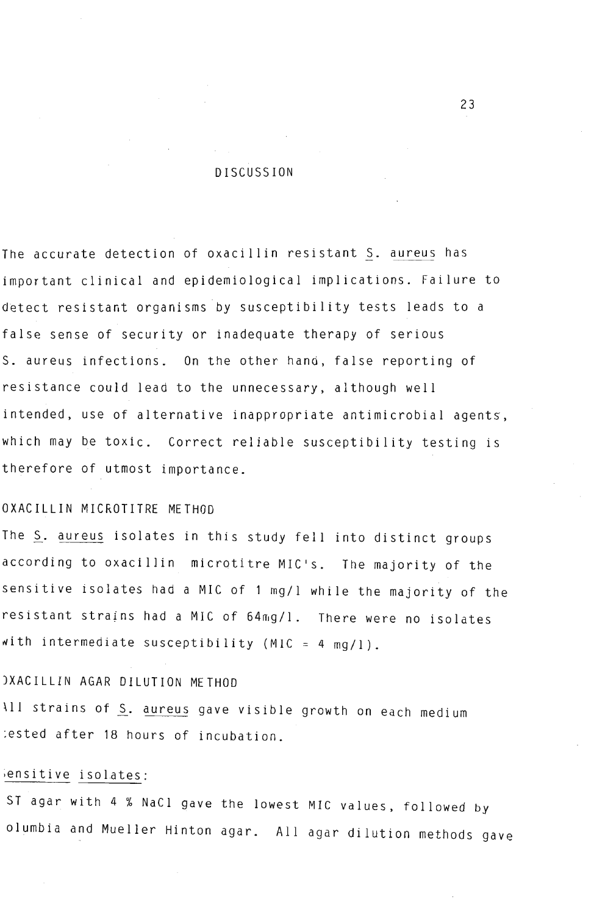# DISCUSSION

The accurate detection of oxacillin resistant *S. aureus* has important clinical and epidemiological implications. Failure to detect resistant organisms by susceptibility tests leads to a false sense of security or inadequate therapy of serious S. aureus infections. On the other hand, false reporting of resistance could lead to the unnecessary, although well intended, use of alternative inappropriate antimicrobial agents, which may be toxic. Correct reliable susceptibility testing is therefore of utmost importance.

## OXACILLIN MICROTITRE METHOD

The *S. aureus* isolates in this study fell into distinct groups according to oxacillin microtitre MIC's. The majority of the sensitive isolates had a MIC of 1 mg/l while the majority of the resistant strains had a MIC of 64mg/l. There were no isolates with intermediate susceptibility (MIC = 4 mg/l).

## OXACILLIN AGAR DILUTION METHOD

All strains of *S. aureus* gave visible growth on each medium tested after 18 hours of incubation.

Sensitive isolates:

ST agar with 4 % NaCl gave the lowest MIC values, followed by Columbia and Mueller Hinton agar. All agar dilution methods gave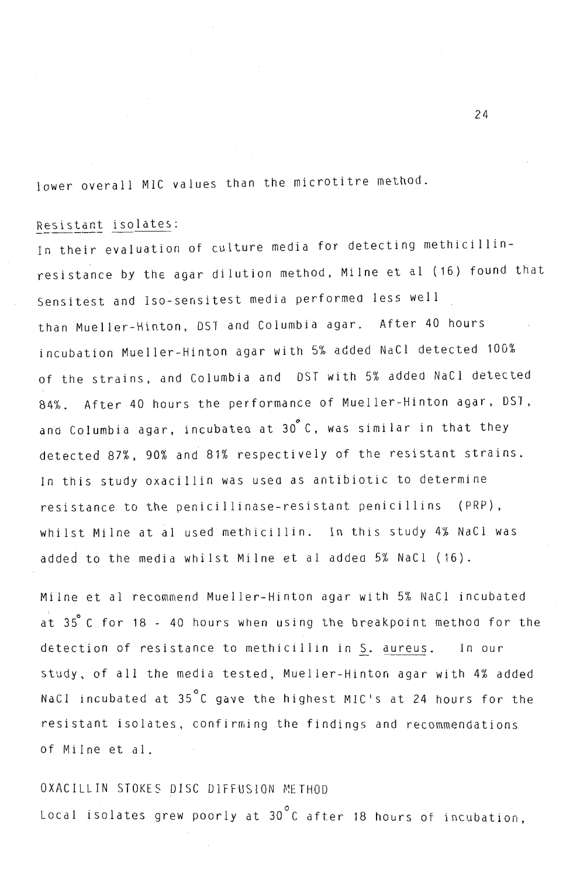lower overall MIC values than the microtitre method.

Resistant isolates:

In their evaluation of culture media for detecting methicillin-resistance by the agar dilution method, Milne et al (16) found that Sensitest and Iso-sensitest media performed less well than Mueller-Hinton, DST and Columbia agar. After 40 hours incubation Mueller-Hinton agar with 5% added NaCl detected 100% of the strains, and Columbia and DST with 5% added NaCl detected 84%. After 40 hours the performance of Mueller-Hinton agar, DST, and Columbia agar, incubated at 30°C, was similar in that they detected 87%, 90% and 81% respectively of the resistant strains. In this study oxacillin was used as antibiotic to determine resistance to the penicillinase-resistant penicillins (PRP), whilst Milne at al used methicillin. In this study 4% NaCl was added to the media whilst Milne et al added 5% NaCl (16).

Milne et al recommend Mueller-Hinton agar with 5% NaCl incubated at 35°C for 18 - 40 hours when using the breakpoint method for the detection of resistance to methicillin in *S. aureus*. In our study, of all the media tested, Mueller-Hinton agar with 4% added NaCl incubated at 35°C gave the highest MIC's at 24 hours for the resistant isolates, confirming the findings and recommendations of Milne et al.

OXACILLIN STOKES DISC DIFFUSION METHOD

Local isolates grew poorly at 30°C after 18 hours of incubation,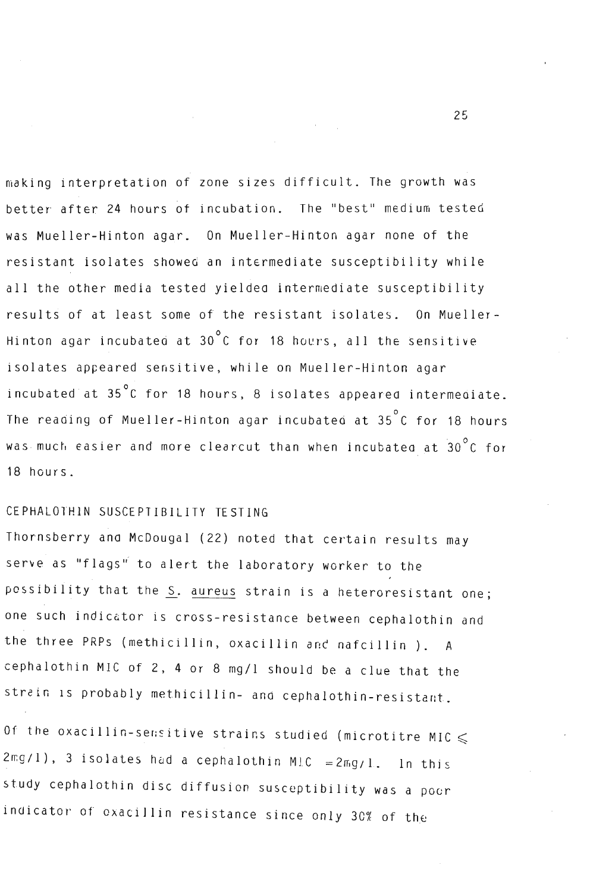making interpretation of zone sizes difficult. The growth was better after 24 hours of incubation. The "best" medium tested was Mueller-Hinton agar. On Mueller-Hinton agar none of the resistant isolates showed an intermediate susceptibility while all the other media tested yielded intermediate susceptibility results of at least some of the resistant isolates. On Mueller-Hinton agar incubated at 30°C for 18 hours, all the sensitive isolates appeared sensitive, while on Mueller-Hinton agar incubated at 35°C for 18 hours, 8 isolates appeared intermediate. The reading of Mueller-Hinton agar incubated at 35°C for 18 hours was much easier and more clearcut than when incubated at 30°C for 18 hours.

## CEPHALOTHIN SUSCEPTIBILITY TESTING

Thornsberry and McDougal (22) noted that certain results may serve as "flags" to alert the laboratory worker to the possibility that the S. aureus strain is a heteroresistant one; one such indicator is cross-resistance between cephalothin and the three PRPs (methicillin, oxacillin and nafcillin ). A cephalothin MIC of 2, 4 or 8 mg/l should be a clue that the strain is probably methicillin- and cephalothin-resistant.

Of the oxacillin-sensitive strains studied (microtitre MIC $\leqslant$ 2mg/l), 3 isolates had a cephalothin MIC =2mg/l. In this study cephalothin disc diffusion susceptibility was a poor indicator of oxacillin resistance since only 30% of the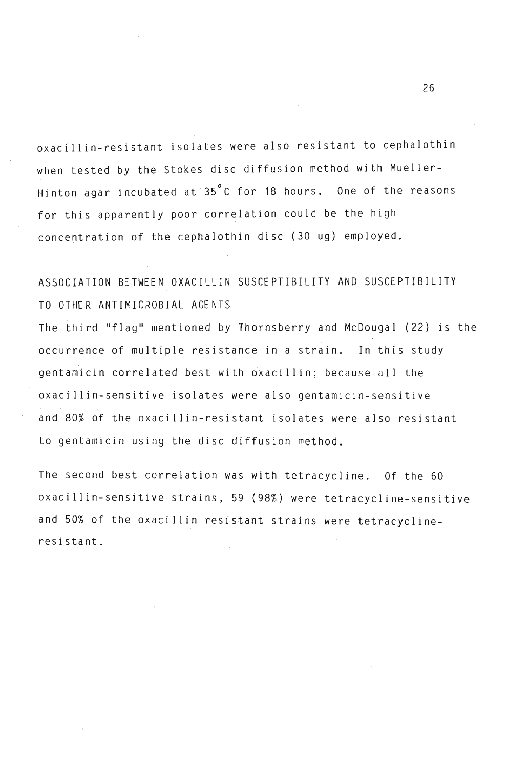oxacillin-resistant isolates were also resistant to cephalothin when tested by the Stokes disc diffusion method with Mueller-Hinton agar incubated at 35°C for 18 hours. One of the reasons for this apparently poor correlation could be the high concentration of the cephalothin disc (30 ug) employed.

## ASSOCIATION BETWEEN OXACILLIN SUSCEPTIBILITY AND SUSCEPTIBILITY TO OTHER ANTIMICROBIAL AGENTS

The third "flag" mentioned by Thornsberry and McDougal (22) is the occurrence of multiple resistance in a strain. In this study gentamicin correlated best with oxacillin; because all the oxacillin-sensitive isolates were also gentamicin-sensitive and 80% of the oxacillin-resistant isolates were also resistant to gentamicin using the disc diffusion method.

The second best correlation was with tetracycline. Of the 60 oxacillin-sensitive strains, 59 (98%) were tetracycline-sensitive and 50% of the oxacillin resistant strains were tetracycline-resistant.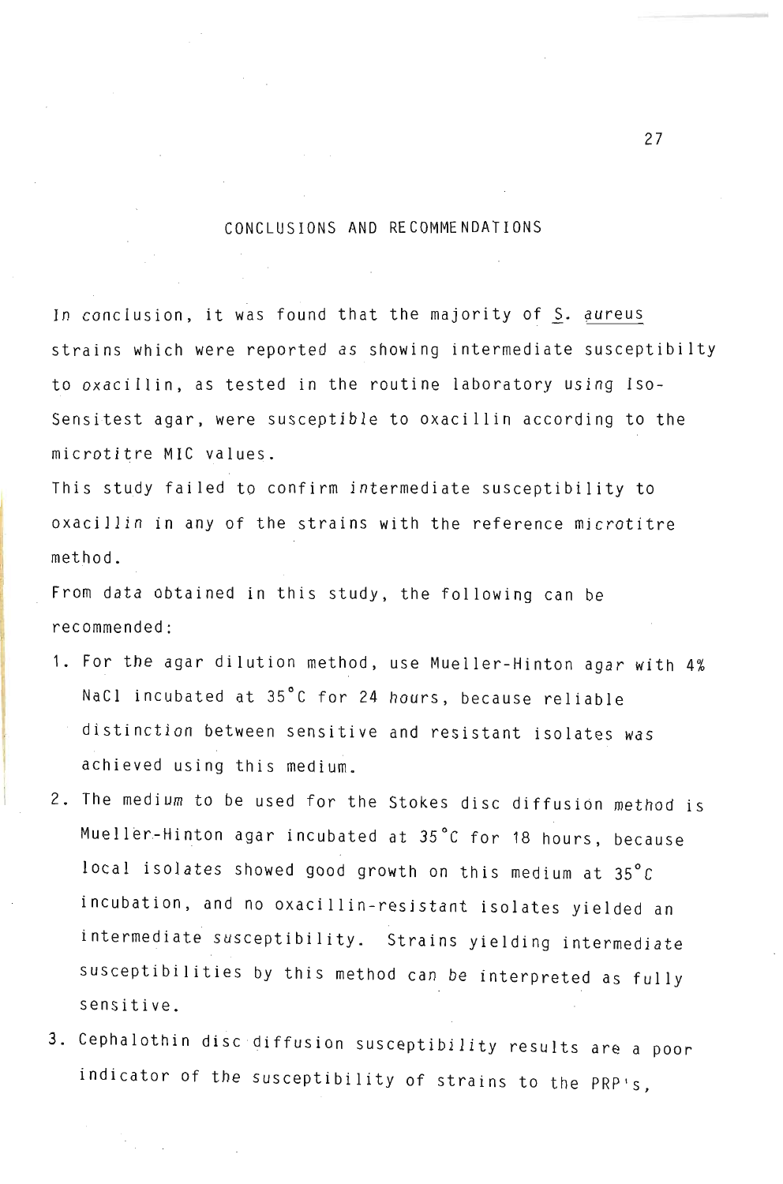## CONCLUSIONS AND RECOMMENDATIONS

In conclusion, it was found that the majority of S. aureus strains which were reported as showing intermediate susceptibilty to oxacillin, as tested in the routine laboratory using Iso-Sensitest agar, were susceptible to oxacillin according to the microtitre MIC values.

This study failed to confirm intermediate susceptibility to oxacillin in any of the strains with the reference microtitre method.

From data obtained in this study, the following can be recommended:

1. For the agar dilution method, use Mueller-Hinton agar with 4% NaCl incubated at 35°C for 24 hours, because reliable distinction between sensitive and resistant isolates was achieved using this medium.
2. The medium to be used for the Stokes disc diffusion method is Mueller-Hinton agar incubated at 35°C for 18 hours, because local isolates showed good growth on this medium at 35°C incubation, and no oxacillin-resistant isolates yielded an intermediate susceptibility. Strains yielding intermediate susceptibilities by this method can be interpreted as fully sensitive.
3. Cephalothin disc diffusion susceptibility results are a poor indicator of the susceptibility of strains to the PRP's,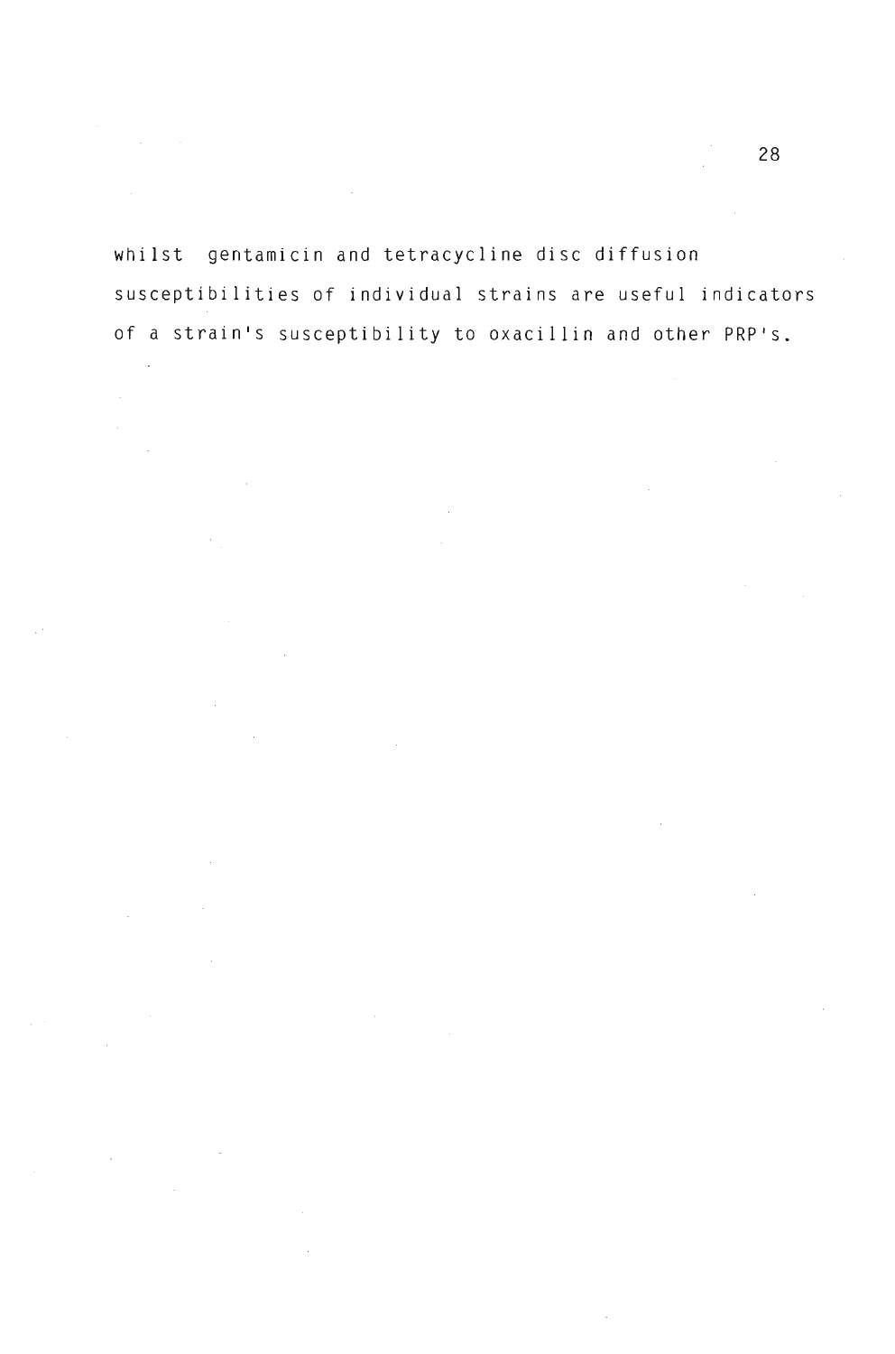whilst gentamicin and tetracycline disc diffusion susceptibilities of individual strains are useful indicators of a strain's susceptibility to oxacillin and other PRP's.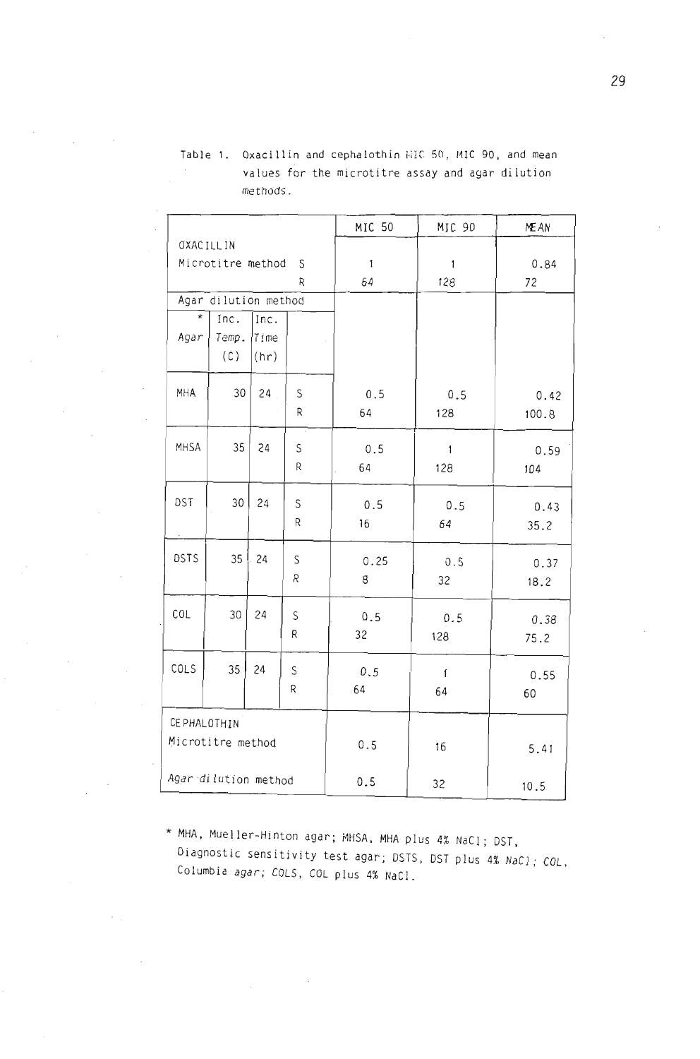Table 1. Oxacillin and cephalothin MIC 50, MIC 90, and mean values for the microtitre assay and agar dilution methods.

| | | | | MIC 50 | MIC 90 | MEAN |
|---|---|---|---|---|---|---|
| OXACILLIN | | | | | | |
| Microtitre method | | | S | 1 | 1 | 0.84 |
| | | | R | 64 | 128 | 72 |
| Agar dilution method | | | | | | |
| * Agar | Inc. Temp. (C) | Inc. Time (hr) | | | | |
| MHA | 30 | 24 | S | 0.5 | 0.5 | 0.42 |
| | | | R | 64 | 128 | 100.8 |
| MHSA | 35 | 24 | S | 0.5 | 1 | 0.59 |
| | | | R | 64 | 128 | 104 |
| DST | 30 | 24 | S | 0.5 | 0.5 | 0.43 |
| | | | R | 16 | 64 | 35.2 |
| DSTS | 35 | 24 | S | 0.25 | 0.5 | 0.37 |
| | | | R | 8 | 32 | 18.2 |
| COL | 30 | 24 | S | 0.5 | 0.5 | 0.38 |
| | | | R | 32 | 128 | 75.2 |
| COLS | 35 | 24 | S | 0.5 | 1 | 0.55 |
| | | | R | 64 | 64 | 60 |
| CEPHALOTHIN | | | | | | |
| Microtitre method | | | | 0.5 | 16 | 5.41 |
| Agar dilution method | | | | 0.5 | 32 | 10.5 |

* MHA, Mueller-Hinton agar; MHSA, MHA plus 4% NaCl; DST, Diagnostic sensitivity test agar; DSTS, DST plus 4% NaCl; COL, Columbia agar; COLS, COL plus 4% NaCl.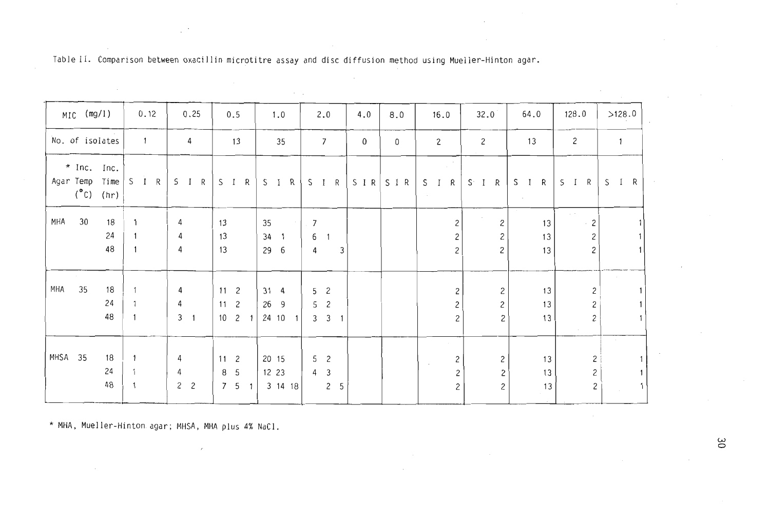Table II. Comparison between oxacillin microtitre assay and disc diffusion method using Mueller-Hinton agar.

| MIC (mg/l) | | | 0.12 | | | 0.25 | | | 0.5 | | | 1.0 | | | 2.0 | | | 4.0 | | | 8.0 | | | 16.0 | | | 32.0 | | | 64.0 | | | 128.0 | | | >128.0 | | |
|---|---|---|---|---|---|---|---|---|---|---|---|---|---|---|---|---|---|---|---|---|---|---|---|---|---|---|---|---|---|---|---|---|---|---|---|---|---|---|
| No. of isolates | | | 1 | | | 4 | | | 13 | | | 35 | | | 7 | | | 0 | | | 0 | | | 2 | | | 2 | | | 13 | | | 2 | | | 1 | | |
| * Agar | Inc. Temp (°C) | Inc. Time (hr) | S | I | R | S | I | R | S | I | R | S | I | R | S | I | R | S | I | R | S | I | R | S | I | R | S | I | R | S | I | R | S | I | R | S | I | R |
| MHA | 30 | 18 | 1 | | | 4 | | | 13 | | | 35 | | | 7 | | | | | | | | | | | 2 | | | 2 | | | 13 | | | 2 | | | 1 |
| | | 24 | 1 | | | 4 | | | 13 | | | 34 | 1 | | 6 | 1 | | | | | | | | | | 2 | | | 2 | | | 13 | | | 2 | | | 1 |
| | | 48 | 1 | | | 4 | | | 13 | | | 29 | 6 | | 4 | | 3 | | | | | | | | | 2 | | | 2 | | | 13 | | | 2 | | | 1 |
| MHA | 35 | 18 | 1 | | | 4 | | | 11 | 2 | | 31 | 4 | | 5 | 2 | | | | | | | | | | 2 | | | 2 | | | 13 | | | 2 | | | 1 |
| | | 24 | 1 | | | 4 | | | 11 | 2 | | 26 | 9 | | 5 | 2 | | | | | | | | | | 2 | | | 2 | | | 13 | | | 2 | | | 1 |
| | | 48 | 1 | | | 3 | 1 | | 10 | 2 | 1 | 24 | 10 | 1 | 3 | 3 | 1 | | | | | | | | | 2 | | | 2 | | | 13 | | | 2 | | | 1 |
| MHSA | 35 | 18 | 1 | | | 4 | | | 11 | 2 | | 20 | 15 | | 5 | 2 | | | | | | | | | | 2 | | | 2 | | | 13 | | | 2 | | | 1 |
| | | 24 | 1 | | | 4 | | | 8 | 5 | | 12 | 23 | | 4 | 3 | | | | | | | | | | 2 | | | 2 | | | 13 | | | 2 | | | 1 |
| | | 48 | 1 | | | 2 | 2 | | 7 | 5 | 1 | 3 | 14 | 18 | | 2 | 5 | | | | | | | | | 2 | | | 2 | | | 13 | | | 2 | | | 1 |

* MHA, Mueller-Hinton agar; MHSA, MHA plus 4% NaCl.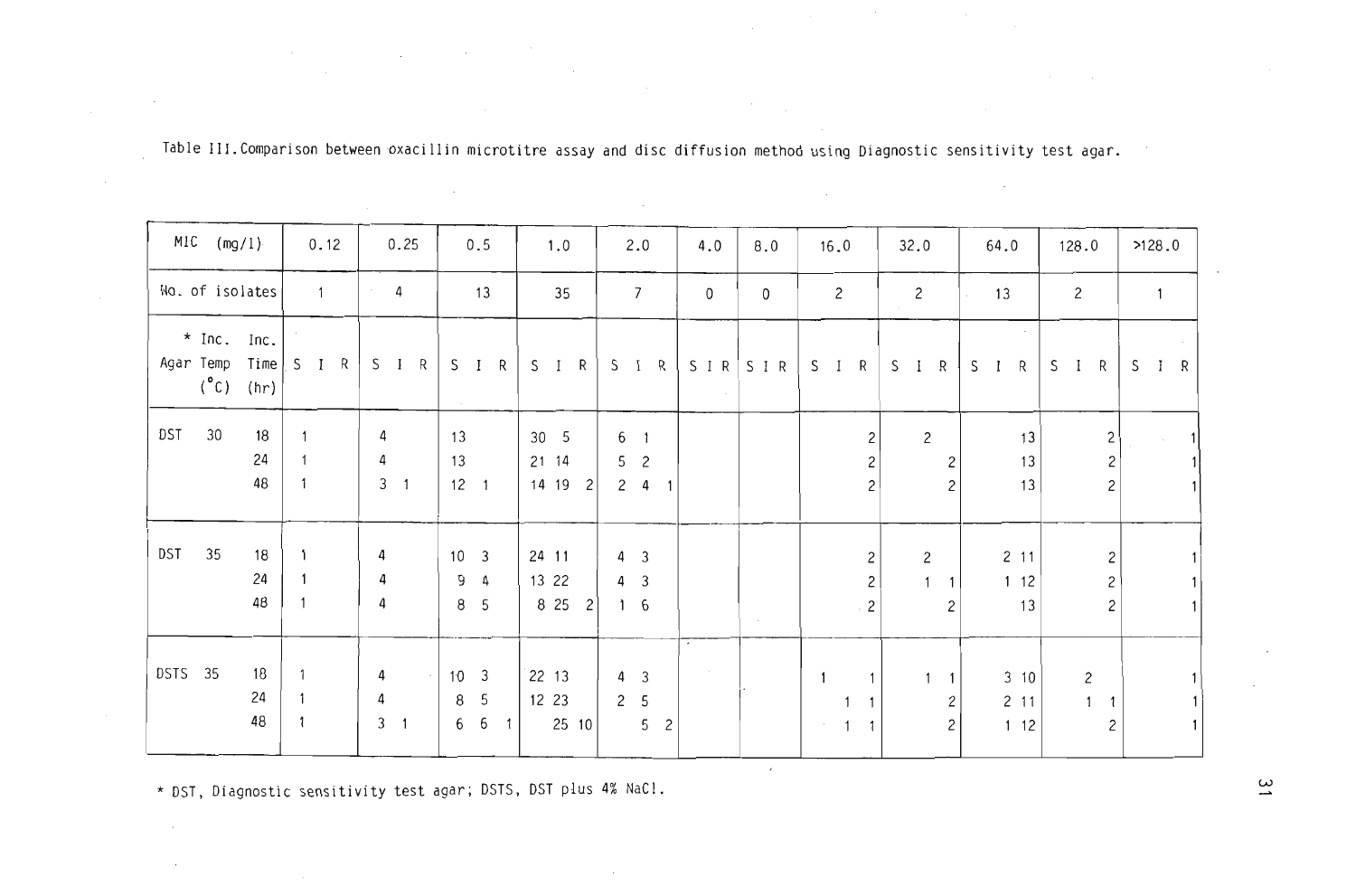Table III. Comparison between oxacillin microtitre assay and disc diffusion method using Diagnostic sensitivity test agar.

| MIC (mg/l) | | | 0.12 | | | 0.25 | | | 0.5 | | | 1.0 | | | 2.0 | | | 4.0 | | | 8.0 | | | 16.0 | | | 32.0 | | | 64.0 | | | 128.0 | | | >128.0 | | |
|---|---|---|---|---|---|---|---|---|---|---|---|---|---|---|---|---|---|---|---|---|---|---|---|---|---|---|---|---|---|---|---|---|---|---|---|---|---|---|
| No. of isolates | | | 1 | | | 4 | | | 13 | | | 35 | | | 7 | | | 0 | | | 0 | | | 2 | | | 2 | | | 13 | | | 2 | | | 1 | | |
| * Agar | Inc. Temp (°C) | Inc. Time (hr) | S | I | R | S | I | R | S | I | R | S | I | R | S | I | R | S | I | R | S | I | R | S | I | R | S | I | R | S | I | R | S | I | R | S | I | R |
| DST | 30 | 18 | 1 | | | 4 | | | 13 | | | 30 | 5 | | 6 | 1 | | | | | | | | | | 2 | | 2 | | | | 13 | | | 2 | | | 1 |
| | | 24 | 1 | | | 4 | | | 13 | | | 21 | 14 | | 5 | 2 | | | | | | | | | | 2 | | | 2 | | | 13 | | | 2 | | | 1 |
| | | 48 | 1 | | | 3 | 1 | | 12 | 1 | | 14 | 19 | 2 | 2 | 4 | 1 | | | | | | | | | 2 | | | 2 | | | 13 | | | 2 | | | 1 |
| DST | 35 | 18 | 1 | | | 4 | | | 10 | 3 | | 24 | 11 | | 4 | 3 | | | | | | | | | | 2 | | 2 | | | 2 | 11 | | | 2 | | | 1 |
| | | 24 | 1 | | | 4 | | | 9 | 4 | | 13 | 22 | | 4 | 3 | | | | | | | | | | 2 | | 1 | 1 | | 1 | 12 | | | 2 | | | 1 |
| | | 48 | 1 | | | 4 | | | 8 | 5 | | 8 | 25 | 2 | 1 | 6 | | | | | | | | | | 2 | | | 2 | | | 13 | | | 2 | | | 1 |
| DSTS | 35 | 18 | 1 | | | 4 | | | 10 | 3 | | 22 | 13 | | 4 | 3 | | | | | | | | 1 | | 1 | | 1 | 1 | | 3 | 10 | | 2 | | | | 1 |
| | | 24 | 1 | | | 4 | | | 8 | 5 | | 12 | 23 | | 2 | 5 | | | | | | | | | 1 | 1 | | | 2 | | 2 | 11 | 1 | | 1 | | | 1 |
| | | 48 | 1 | | | 3 | 1 | | 6 | 6 | 1 | | 25 | 10 | | 5 | 2 | | | | | | | | 1 | 1 | | | 2 | | 1 | 12 | | | 2 | | | 1 |

* DST, Diagnostic sensitivity test agar; DSTS, DST plus 4% NaCl.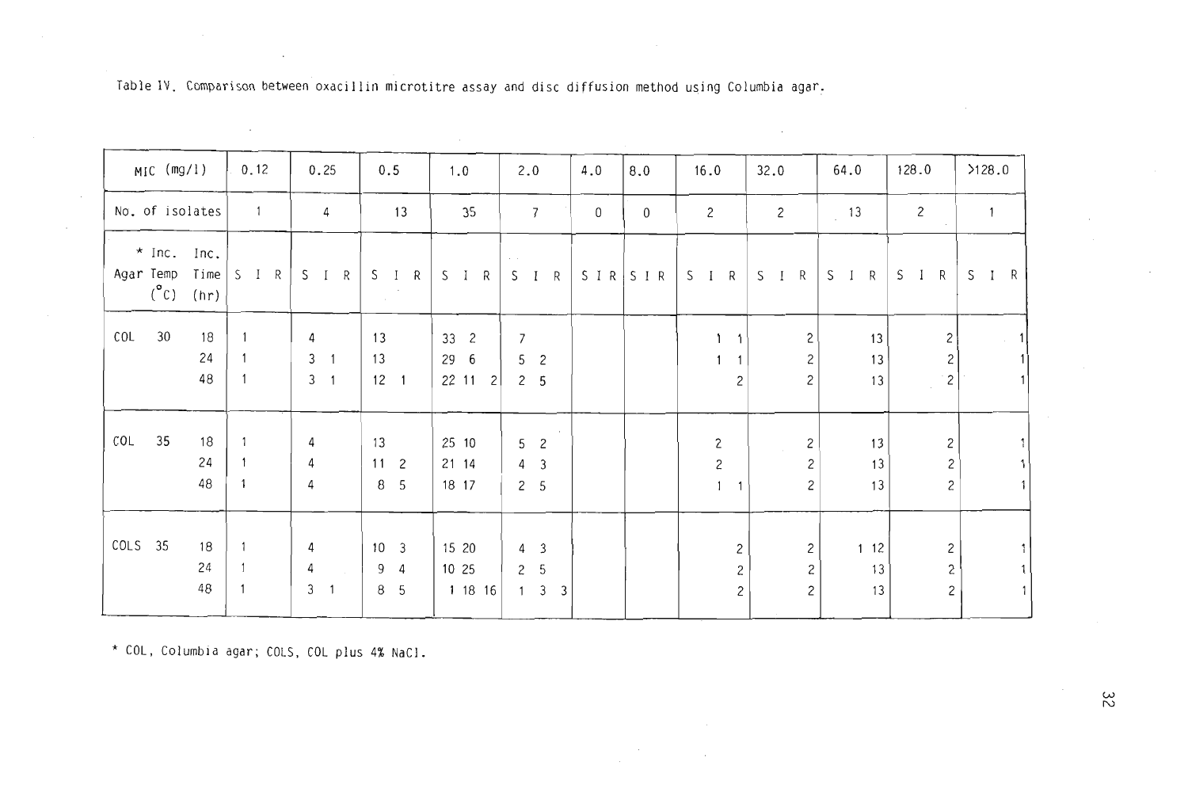Table IV. Comparison between oxacillin microtitre assay and disc diffusion method using Columbia agar.

| MIC (mg/l) | | | 0.12 | | | 0.25 | | | 0.5 | | | 1.0 | | | 2.0 | | | 4.0 | | | 8.0 | | | 16.0 | | | 32.0 | | | 64.0 | | | 128.0 | | | >128.0 | | |
|---|---|---|---|---|---|---|---|---|---|---|---|---|---|---|---|---|---|---|---|---|---|---|---|---|---|---|---|---|---|---|---|---|---|---|---|---|---|---|
| No. of isolates | | | 1 | | | 4 | | | 13 | | | 35 | | | 7 | | | 0 | | | 0 | | | 2 | | | 2 | | | 13 | | | 2 | | | 1 | | |
| * Agar | Inc. Temp (°C) | Inc. Time (hr) | S | I | R | S | I | R | S | I | R | S | I | R | S | I | R | S | I | R | S | I | R | S | I | R | S | I | R | S | I | R | S | I | R | S | I | R |
| COL | 30 | 18 | 1 | | | 4 | | | 13 | | | 33 | 2 | | 7 | | | | | | | | | | 1 | 1 | | | 2 | | | 13 | | | 2 | | | 1 |
| | | 24 | 1 | | | 3 | 1 | | 13 | | | 29 | 6 | | 5 | 2 | | | | | | | | | 1 | 1 | | | 2 | | | 13 | | | 2 | | | 1 |
| | | 48 | 1 | | | 3 | 1 | | 12 | 1 | | 22 | 11 | 2 | 2 | 5 | | | | | | | | | | 2 | | | 2 | | | 13 | | | 2 | | | 1 |
| COL | 35 | 18 | 1 | | | 4 | | | 13 | | | 25 | 10 | | 5 | 2 | | | | | | | | | 2 | | | | 2 | | | 13 | | | 2 | | | 1 |
| | | 24 | 1 | | | 4 | | | 11 | 2 | | 21 | 14 | | 4 | 3 | | | | | | | | | 2 | | | | 2 | | | 13 | | | 2 | | | 1 |
| | | 48 | 1 | | | 4 | | | 8 | 5 | | 18 | 17 | | 2 | 5 | | | | | | | | | 1 | 1 | | | 2 | | | 13 | | | 2 | | | 1 |
| COLS | 35 | 18 | 1 | | | 4 | | | 10 | 3 | | 15 | 20 | | 4 | 3 | | | | | | | | | | 2 | | | 2 | | 1 | 12 | | | 2 | | | 1 |
| | | 24 | 1 | | | 4 | | | 9 | 4 | | 10 | 25 | | 2 | 5 | | | | | | | | | | 2 | | | 2 | | | 13 | | | 2 | | | 1 |
| | | 48 | 1 | | | 3 | 1 | | 8 | 5 | | 1 | 18 | 16 | 1 | 3 | 3 | | | | | | | | | 2 | | | 2 | | | 13 | | | 2 | | | 1 |

* COL, Columbia agar; COLS, COL plus 4% NaCl.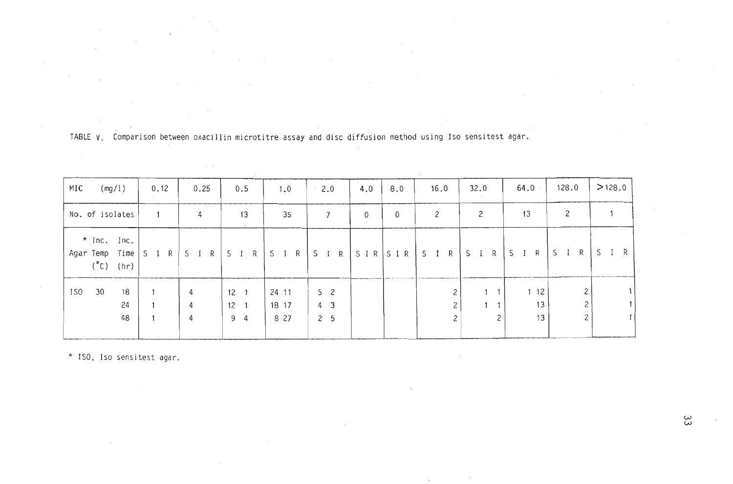TABLE V. Comparison between oxacillin microtitre assay and disc diffusion method using Iso sensitest agar.

| MIC (mg/l) | | | 0.12 | | | 0.25 | | | 0.5 | | | 1.0 | | | 2.0 | | | 4.0 | | | 8.0 | | | 16.0 | | | 32.0 | | | 64.0 | | | 128.0 | | | >128.0 | | |
|---|---|---|---|---|---|---|---|---|---|---|---|---|---|---|---|---|---|---|---|---|---|---|---|---|---|---|---|---|---|---|---|---|---|---|---|---|---|---|
| No. of isolates | | | 1 | | | 4 | | | 13 | | | 35 | | | 7 | | | 0 | | | 0 | | | 2 | | | 2 | | | 13 | | | 2 | | | 1 | | |
| Agar | * Inc. Temp (°C) | Inc. Time (hr) | S | I | R | S | I | R | S | I | R | S | I | R | S | I | R | S | I | R | S | I | R | S | I | R | S | I | R | S | I | R | S | I | R | S | I | R |
| ISO | 30 | 18 | 1 | | | 4 | | | 12 | 1 | | 24 | 11 | | 5 | 2 | | | | | | | | | | 2 | | 1 | 1 | | 1 | 12 | | | 2 | | | 1 |
| | | 24 | 1 | | | 4 | | | 12 | 1 | | 18 | 17 | | 4 | 3 | | | | | | | | | | 2 | | 1 | 1 | | | 13 | | | 2 | | | 1 |
| | | 48 | 1 | | | 4 | | | 9 | 4 | | 8 | 27 | | 2 | 5 | | | | | | | | | | 2 | | | 2 | | | 13 | | | 2 | | | 1 |

* ISO, Iso sensitest agar.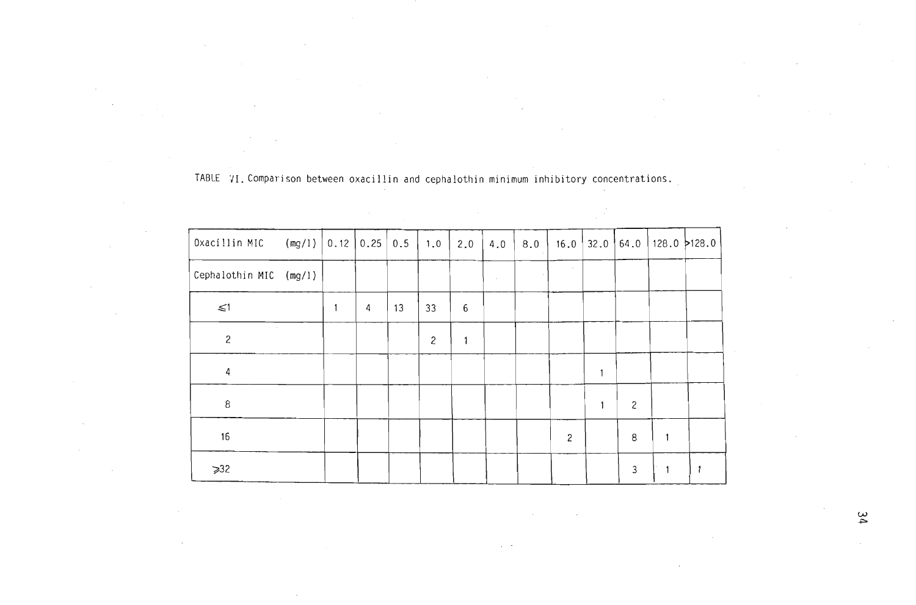TABLE VI. Comparison between oxacillin and cephalothin minimum inhibitory concentrations.

| Oxacillin MIC (mg/l) | 0.12 | 0.25 | 0.5 | 1.0 | 2.0 | 4.0 | 8.0 | 16.0 | 32.0 | 64.0 | 128.0 | >128.0 |
|---|---|---|---|---|---|---|---|---|---|---|---|---|
| Cephalothin MIC (mg/l) | | | | | | | | | | | | |
| ≤1 | 1 | 4 | 13 | 33 | 6 | | | | | | | |
| 2 | | | | 2 | 1 | | | | | | | |
| 4 | | | | | | | | | 1 | | | |
| 8 | | | | | | | | | 1 | 2 | | |
| 16 | | | | | | | | 2 | | 8 | 1 | |
| ≥32 | | | | | | | | | | 3 | 1 | 1 |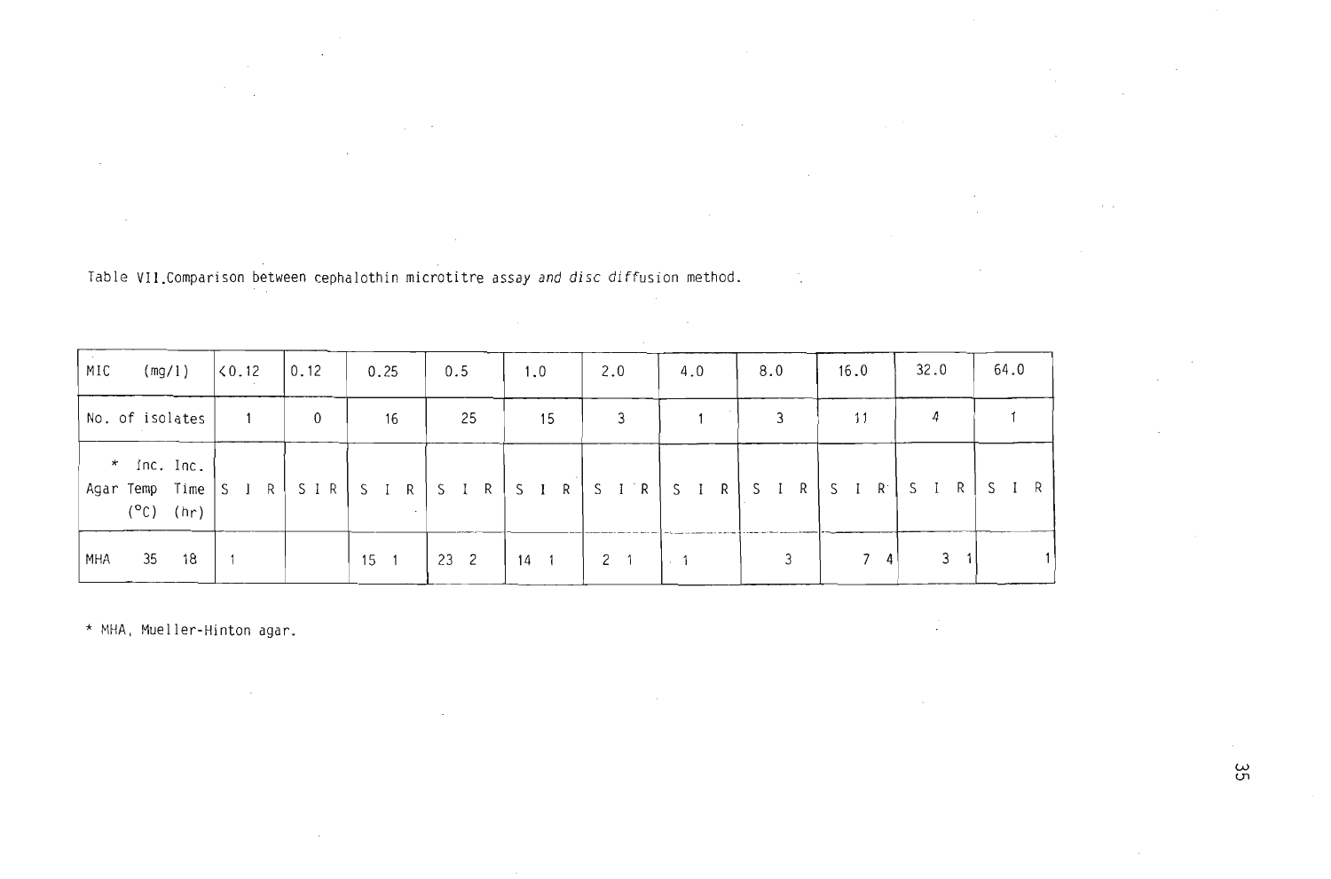Table VII. Comparison between cephalothin microtitre assay *and disc diffusion* method.

| MIC (mg/l) | <0.12 | | | 0.12 | | | 0.25 | | | 0.5 | | | 1.0 | | | 2.0 | | | 4.0 | | | 8.0 | | | 16.0 | | | 32.0 | | | 64.0 | | |
|---|---|---|---|---|---|---|---|---|---|---|---|---|---|---|---|---|---|---|---|---|---|---|---|---|---|---|---|---|---|---|---|---|---|
| No. of isolates | 1 | | | 0 | | | 16 | | | 25 | | | 15 | | | 3 | | | 1 | | | 3 | | | 11 | | | 4 | | | 1 | | |
| * Agar / Inc. Temp (°C) / Inc. Time (hr) | S | I | R | S | I | R | S | I | R | S | I | R | S | I | R | S | I | R | S | I | R | S | I | R | S | I | R | S | I | R | S | I | R |
| MHA 35 18 | 1 | | | | | | 15 | 1 | | 23 | 2 | | 14 | 1 | | 2 | 1 | | | 1 | | | 3 | | | 7 | 4 | | 3 | 1 | | | 1 |

* MHA, Mueller-Hinton agar.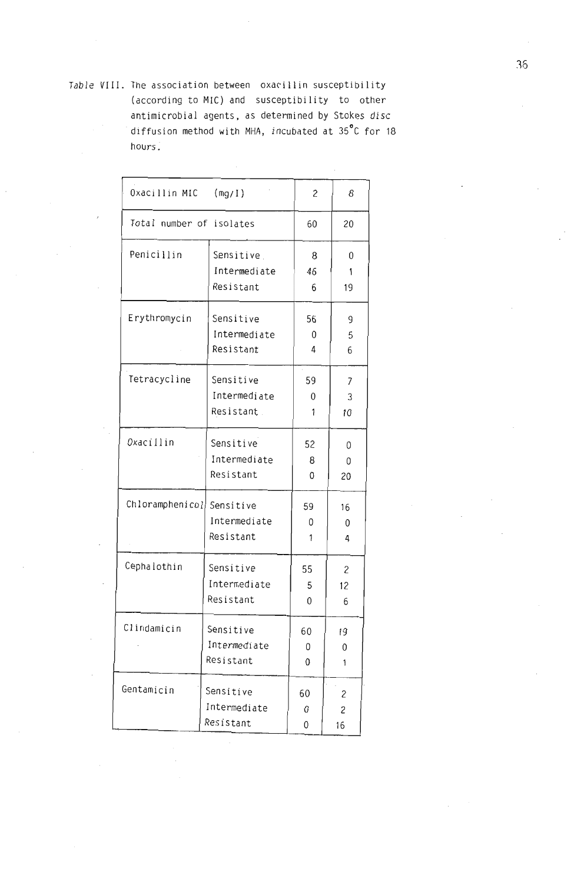*Table* VIII. The association between oxacillin susceptibility (according to MIC) and susceptibility to other antimicrobial agents, as determined by Stokes *disc* diffusion method with MHA, *incubated* at 35°C for 18 hours.

| Oxacillin MIC (mg/l) | | 2 | 8 |
|---|---|---|---|
| *Total* number of isolates | | 60 | 20 |
| Penicillin | Sensitive | 8 | 0 |
| | Intermediate | 46 | 1 |
| | Resistant | 6 | 19 |
| Erythromycin | Sensitive | 56 | 9 |
| | Intermediate | 0 | 5 |
| | Resistant | 4 | 6 |
| Tetracycline | Sensitive | 59 | 7 |
| | Intermediate | 0 | 3 |
| | Resistant | 1 | 10 |
| Oxacillin | Sensitive | 52 | 0 |
| | Intermediate | 8 | 0 |
| | Resistant | 0 | 20 |
| Chloramphenicol | Sensitive | 59 | 16 |
| | Intermediate | 0 | 0 |
| | Resistant | 1 | 4 |
| Cephalothin | Sensitive | 55 | 2 |
| | Intermediate | 5 | 12 |
| | Resistant | 0 | 6 |
| Clindamicin | Sensitive | 60 | 19 |
| | Intermediate | 0 | 0 |
| | Resistant | 0 | 1 |
| Gentamicin | Sensitive | 60 | 2 |
| | Intermediate | 0 | 2 |
| | Resistant | 0 | 16 |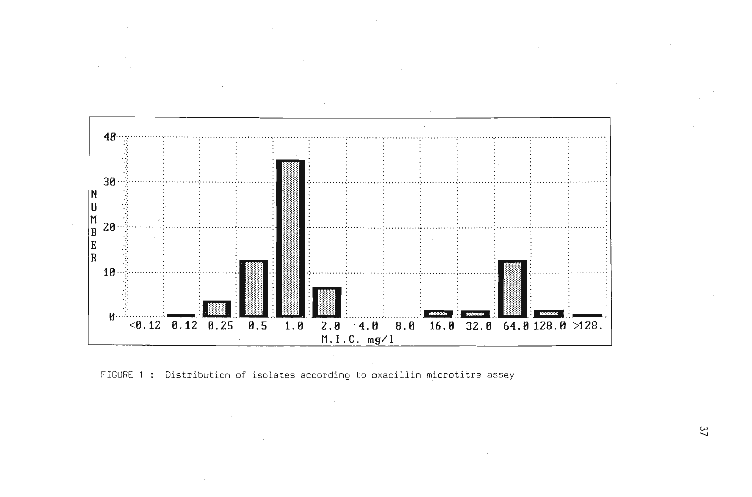FIGURE 1 : Distribution of isolates according to oxacillin microtitre assay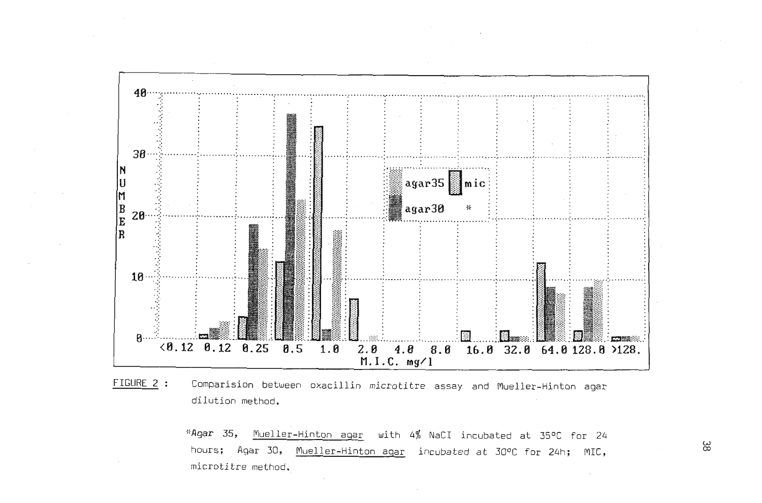FIGURE 2 : Comparision between oxacillin *microtitre* assay and Mueller-Hinton agar dilution method.

*Agar 35, Mueller-Hinton agar with 4% NaCl incubated at 35°C for 24 hours; Agar 30, Mueller-Hinton agar incubated at 30°C for 24h; MIC, microtitre method.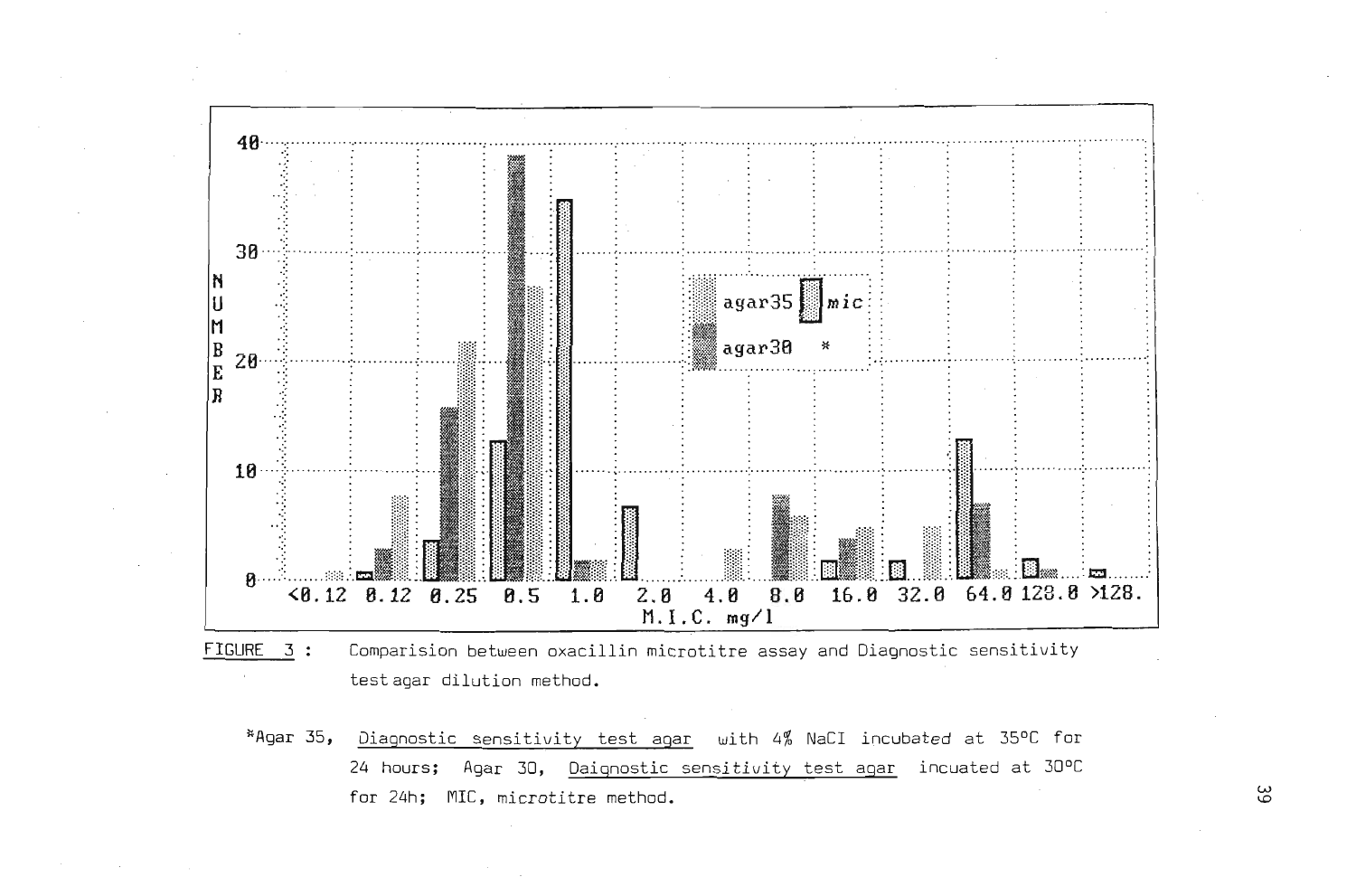FIGURE 3 : Comparision between oxacillin microtitre assay and Diagnostic sensitivity test agar dilution method.

*Agar 35, Diagnostic sensitivity test agar with 4% NaCI incubated at 35°C for 24 hours; Agar 30, Daignostic sensitivity test agar incuated at 30°C for 24h; MIC, microtitre method.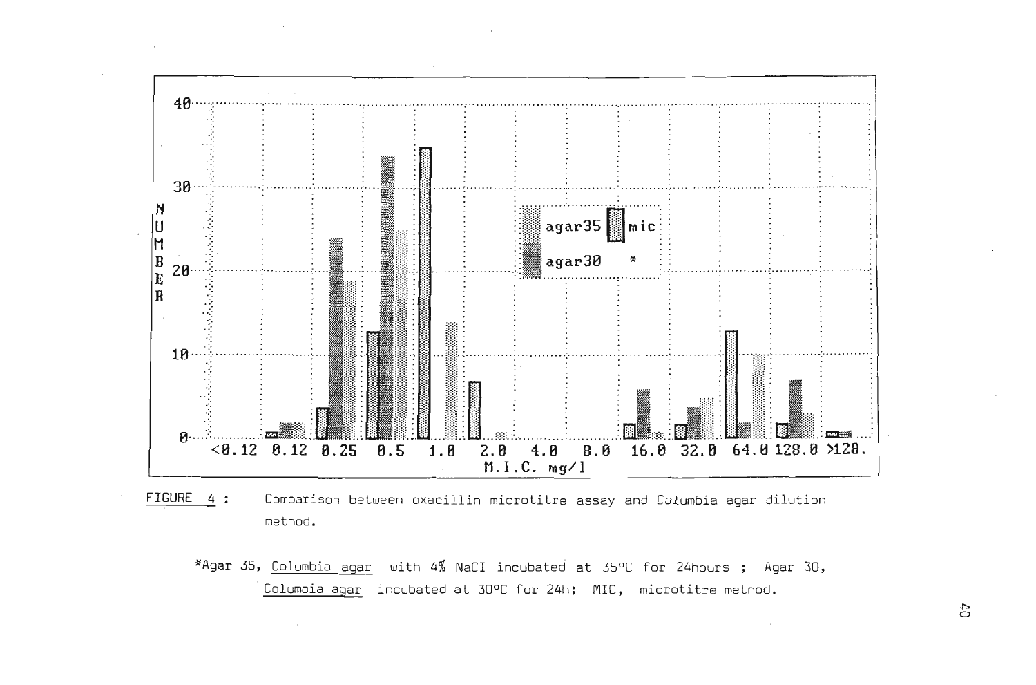FIGURE 4 : Comparison between oxacillin microtitre assay and *Columbia* agar dilution method.

*Agar 35, Columbia agar with 4% NaCl incubated at 35°C for 24hours ; Agar 30, Columbia agar incubated at 30°C for 24h; MIC, microtitre method.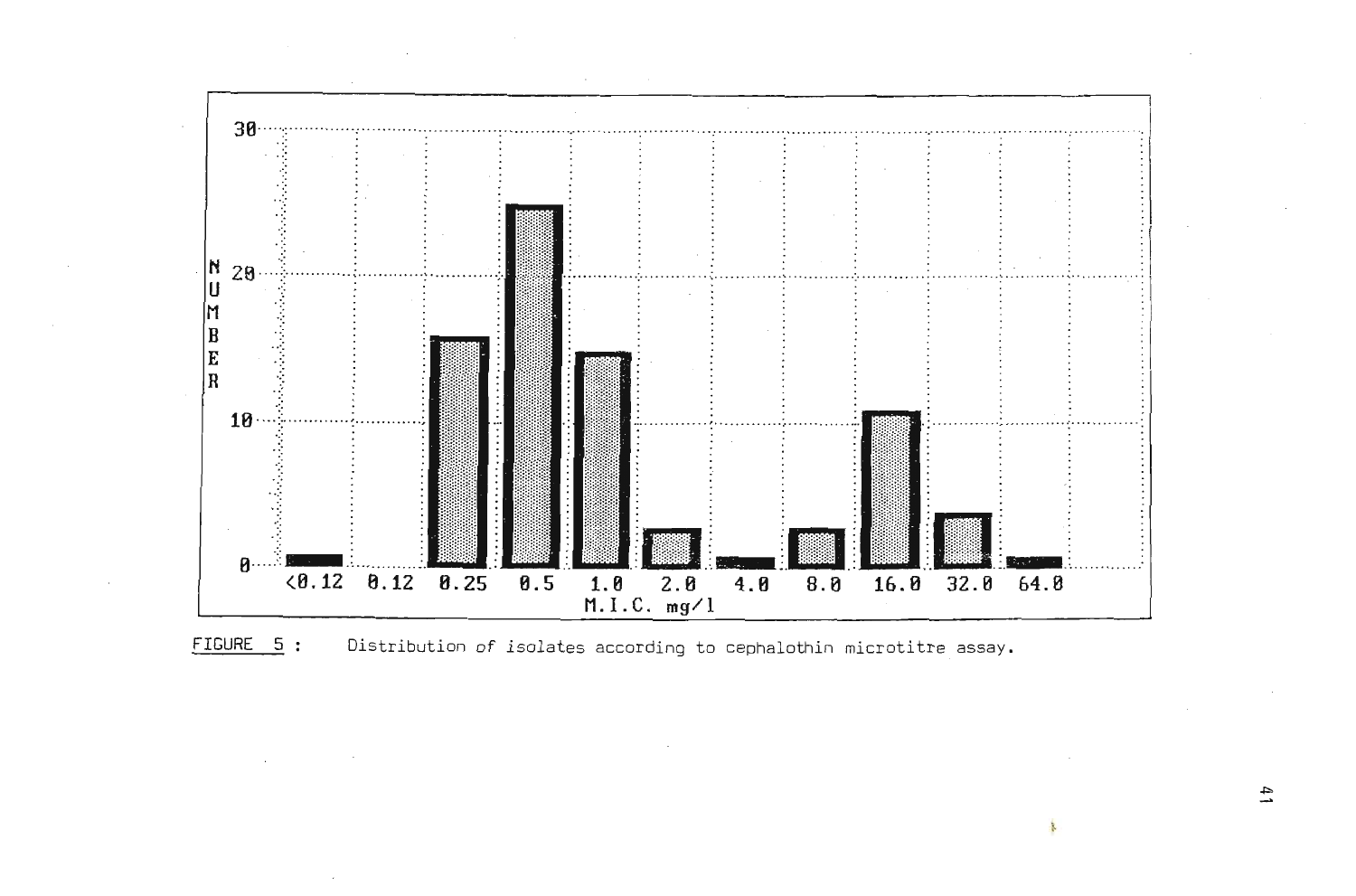FIGURE 5 : Distribution of isolates according to cephalothin microtitre assay.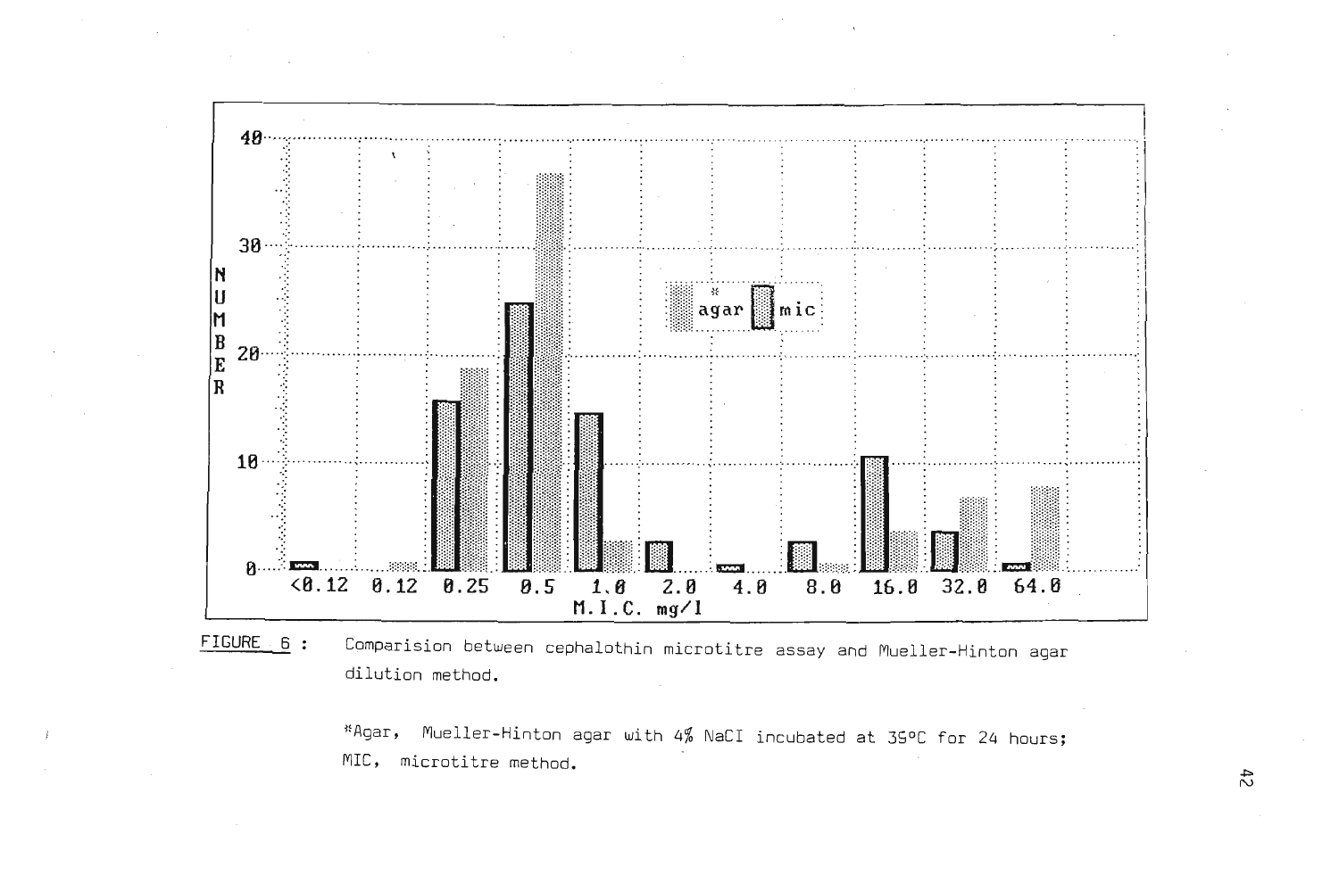FIGURE 6 : Comparision between cephalothin microtitre assay and Mueller-Hinton agar dilution method.

*Agar, Mueller-Hinton agar with 4% NaCI incubated at 35°C for 24 hours; MIC, microtitre method.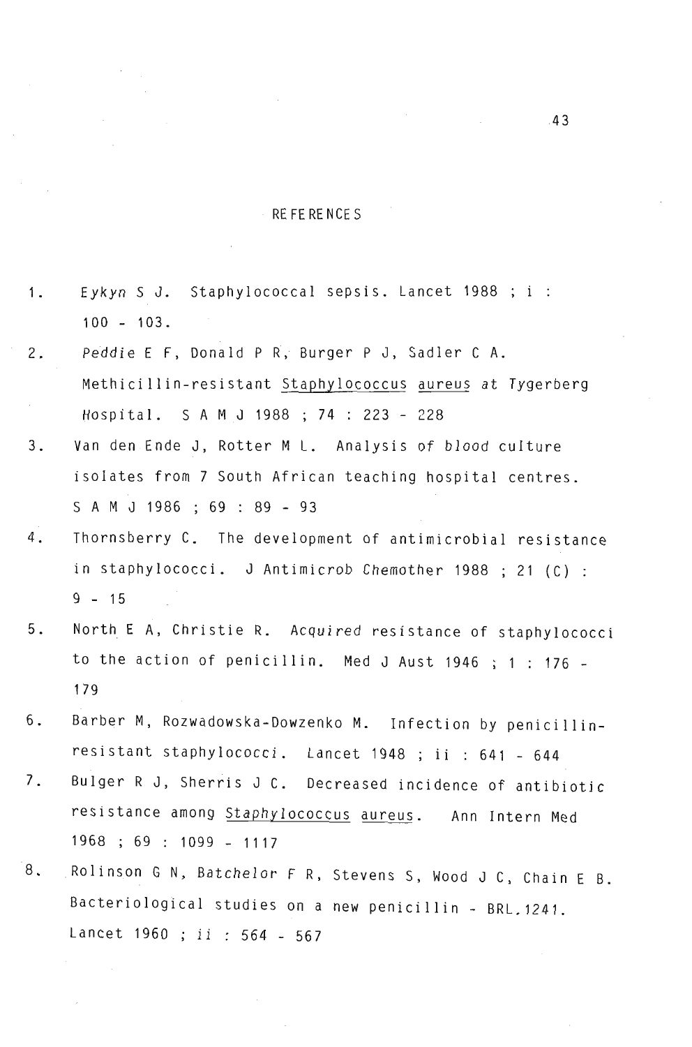## REFERENCES

1. Eykyn S J. Staphylococcal sepsis. Lancet 1988 ; i : 100 - 103.
2. Peddie E F, Donald P R, Burger P J, Sadler C A. Methicillin-resistant Staphylococcus aureus at Tygerberg Hospital. S A M J 1988 ; 74 : 223 - 228
3. Van den Ende J, Rotter M L. Analysis of blood culture isolates from 7 South African teaching hospital centres. S A M J 1986 ; 69 : 89 - 93
4. Thornsberry C. The development of antimicrobial resistance in staphylococci. J Antimicrob Chemother 1988 ; 21 (C) : 9 - 15
5. North E A, Christie R. Acquired resistance of staphylococci to the action of penicillin. Med J Aust 1946 ; 1 : 176 - 179
6. Barber M, Rozwadowska-Dowzenko M. Infection by penicillin-resistant staphylococci. Lancet 1948 ; ii : 641 - 644
7. Bulger R J, Sherris J C. Decreased incidence of antibiotic resistance among Staphylococcus aureus. Ann Intern Med 1968 ; 69 : 1099 - 1117
8. Rolinson G N, Batchelor F R, Stevens S, Wood J C, Chain E B. Bacteriological studies on a new penicillin - BRL.1241. Lancet 1960 ; ii : 564 - 567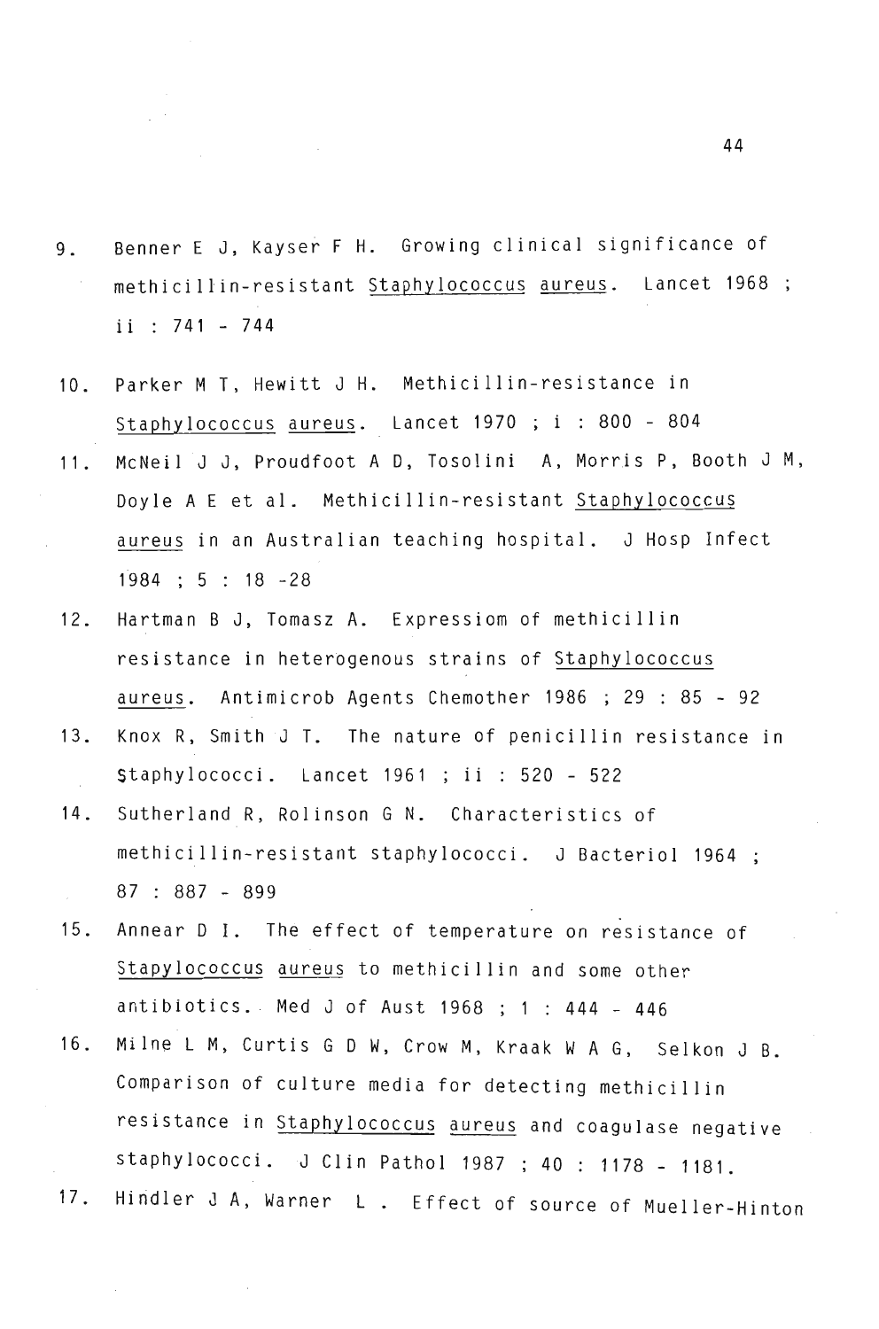9. Benner E J, Kayser F H. Growing clinical significance of methicillin-resistant Staphylococcus aureus. Lancet 1968 ; ii : 741 - 744

10. Parker M T, Hewitt J H. Methicillin-resistance in Staphylococcus aureus. Lancet 1970 ; i : 800 - 804

11. McNeil J J, Proudfoot A D, Tosolini A, Morris P, Booth J M, Doyle A E et al. Methicillin-resistant Staphylococcus aureus in an Australian teaching hospital. J Hosp Infect 1984 ; 5 : 18 -28

12. Hartman B J, Tomasz A. Expressiom of methicillin resistance in heterogenous strains of Staphylococcus aureus. Antimicrob Agents Chemother 1986 ; 29 : 85 - 92

13. Knox R, Smith J T. The nature of penicillin resistance in staphylococci. Lancet 1961 ; ii : 520 - 522

14. Sutherland R, Rolinson G N. Characteristics of methicillin-resistant staphylococci. J Bacteriol 1964 ; 87 : 887 - 899

15. Annear D I. The effect of temperature on resistance of Stapylococcus aureus to methicillin and some other antibiotics. Med J of Aust 1968 ; 1 : 444 - 446

16. Milne L M, Curtis G D W, Crow M, Kraak W A G, Selkon J B. Comparison of culture media for detecting methicillin resistance in Staphylococcus aureus and coagulase negative staphylococci. J Clin Pathol 1987 ; 40 : 1178 - 1181.

17. Hindler J A, Warner L . Effect of source of Mueller-Hinton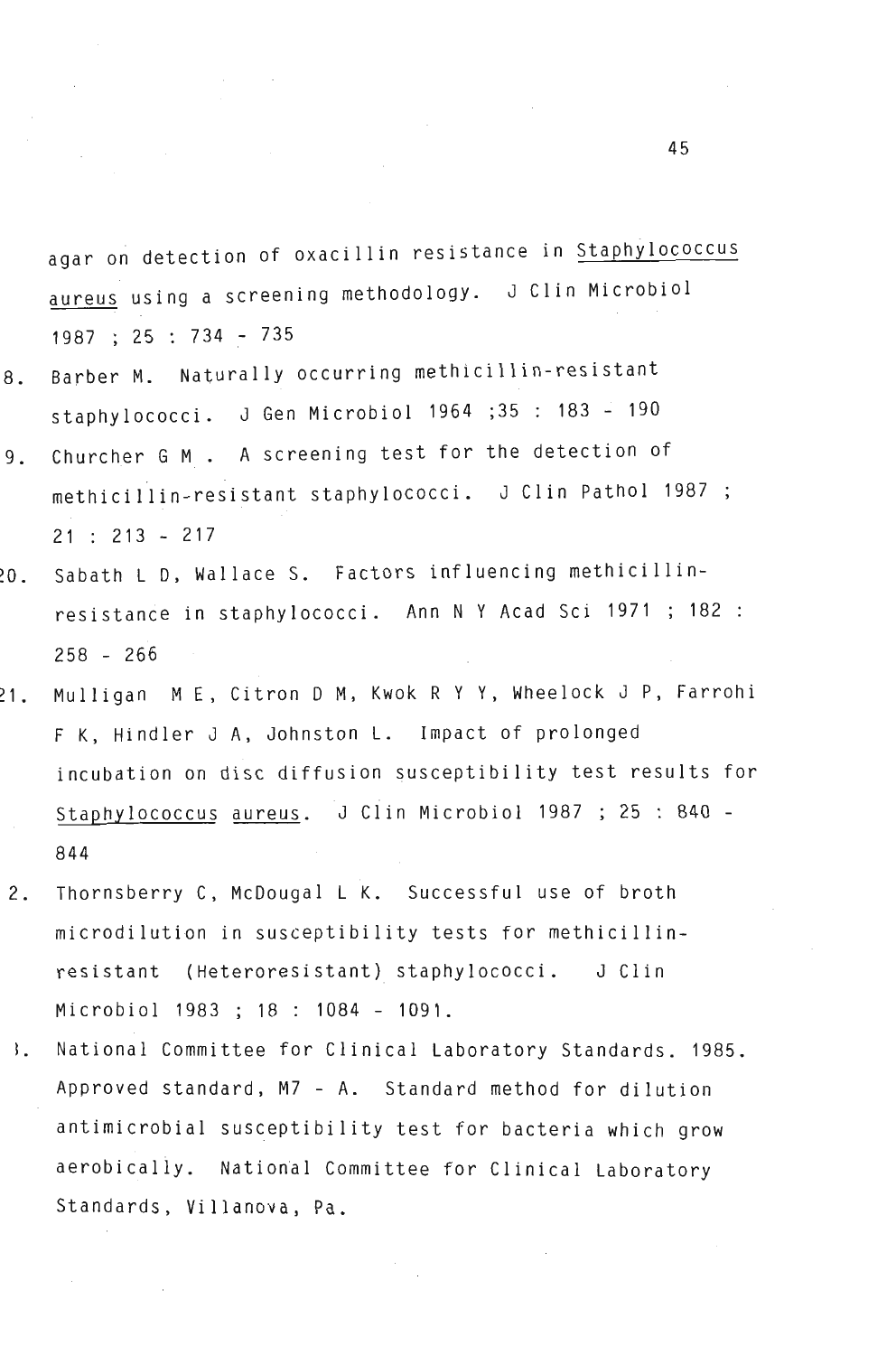agar on detection of oxacillin resistance in _Staphylococcus aureus_ using a screening methodology. J Clin Microbiol 1987 ; 25 : 734 - 735

8. Barber M. Naturally occurring methicillin-resistant staphylococci. J Gen Microbiol 1964 ;35 : 183 - 190

9. Churcher G M . A screening test for the detection of methicillin-resistant staphylococci. J Clin Pathol 1987 ; 21 : 213 - 217

20. Sabath L D, Wallace S. Factors influencing methicillin-resistance in staphylococci. Ann N Y Acad Sci 1971 ; 182 : 258 - 266

21. Mulligan M E, Citron D M, Kwok R Y Y, Wheelock J P, Farrohi F K, Hindler J A, Johnston L. Impact of prolonged incubation on disc diffusion susceptibility test results for _Staphylococcus aureus_. J Clin Microbiol 1987 ; 25 : 840 - 844

2. Thornsberry C, McDougal L K. Successful use of broth microdilution in susceptibility tests for methicillin-resistant (Heteroresistant) staphylococci. J Clin Microbiol 1983 ; 18 : 1084 - 1091.

3. National Committee for Clinical Laboratory Standards. 1985. Approved standard, M7 - A. Standard method for dilution antimicrobial susceptibility test for bacteria which grow aerobically. National Committee for Clinical Laboratory Standards, Villanova, Pa.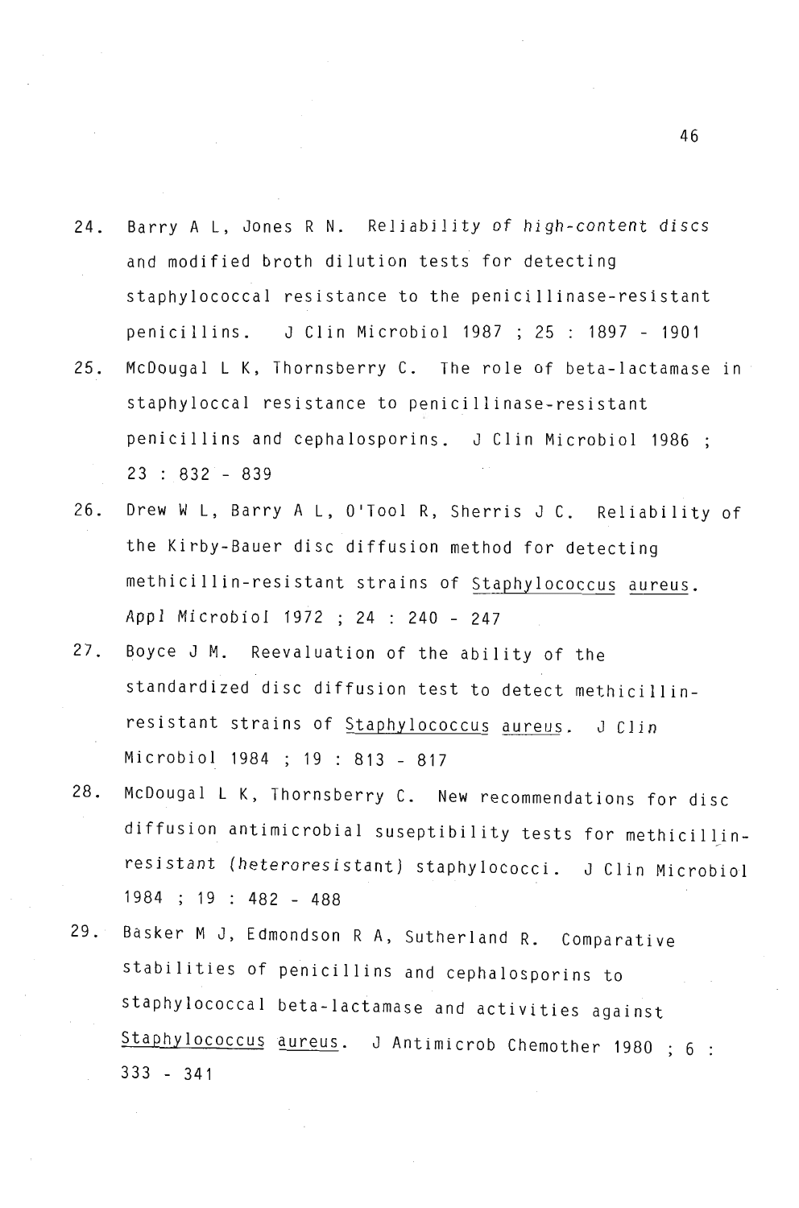24. Barry A L, Jones R N. Reliability of *high-content* discs and modified broth dilution tests for detecting staphylococcal resistance to the penicillinase-resistant penicillins. J Clin Microbiol 1987 ; 25 : 1897 - 1901

25. McDougal L K, Thornsberry C. The role of beta-lactamase in staphyloccal resistance to penicillinase-resistant penicillins and cephalosporins. J Clin Microbiol 1986 ; 23 : 832 - 839

26. Drew W L, Barry A L, O'Tool R, Sherris J C. Reliability of the Kirby-Bauer disc diffusion method for detecting methicillin-resistant strains of Staphylococcus aureus. Appl Microbiol 1972 ; 24 : 240 - 247

27. Boyce J M. Reevaluation of the ability of the standardized disc diffusion test to detect methicillin-resistant strains of Staphylococcus aureus. J Clin Microbiol 1984 ; 19 : 813 - 817

28. McDougal L K, Thornsberry C. New recommendations for disc diffusion antimicrobial suseptibility tests for methicillin-resistant (*heteroresistant*) staphylococci. J Clin Microbiol 1984 ; 19 : 482 - 488

29. Basker M J, Edmondson R A, Sutherland R. Comparative stabilities of penicillins and cephalosporins to staphylococcal beta-lactamase and activities against Staphylococcus aureus. J Antimicrob Chemother 1980 ; 6 : 333 - 341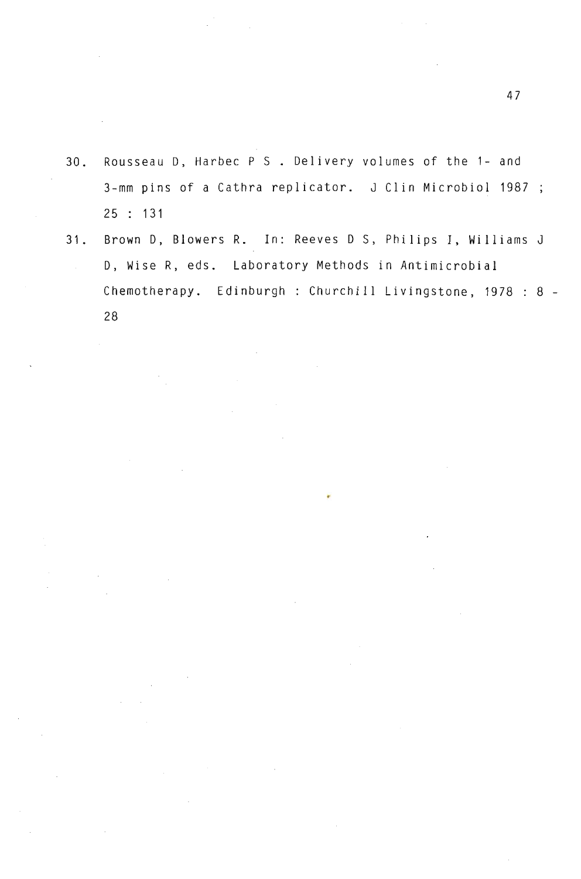30. Rousseau D, Harbec P S . Delivery volumes of the 1- and 3-mm pins of a Cathra replicator. J Clin Microbiol 1987 ; 25 : 131

31. Brown D, Blowers R. In: Reeves D S, Philips I, Williams J D, Wise R, eds. Laboratory Methods in Antimicrobial Chemotherapy. Edinburgh : Churchill Livingstone, 1978 : 8 - 28